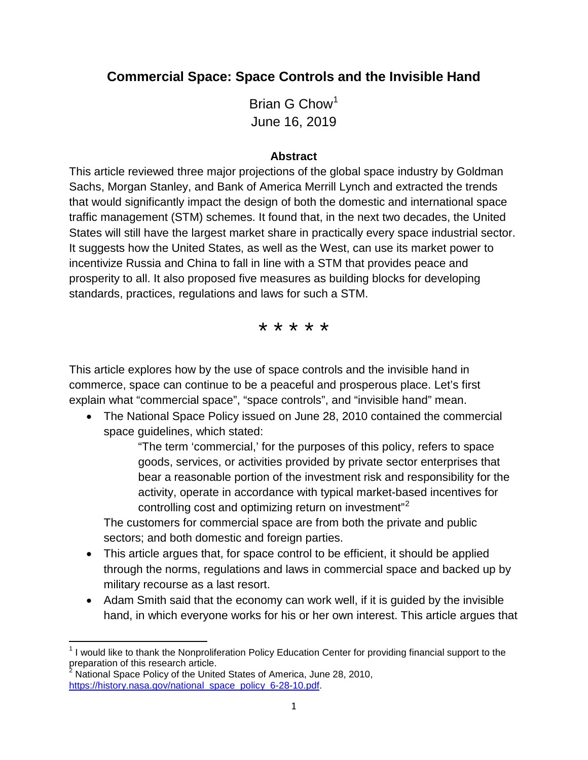# Commercial Space: Space Controls and the Invisible Hand

Brian G Chow[1]

June 16, 2019

## Abstract

This article reviewed three major projections of the global space industry by Goldman Sachs, Morgan Stanley, and Bank of America Merrill Lynch and extracted the trends that would significantly impact the design of both the domestic and international space traffic management (STM) schemes. It found that, in the next two decades, the United States will still have the largest market share in practically every space industrial sector. It suggests how the United States, as well as the West, can use its market power to incentivize Russia and China to fall in line with a STM that provides peace and prosperity to all. It also proposed five measures as building blocks for developing standards, practices, regulations and laws for such a STM.

\* \* \* \* \*

This article explores how by the use of space controls and the invisible hand in commerce, space can continue to be a peaceful and prosperous place. Let's first explain what "commercial space", "space controls", and "invisible hand" mean.

- The National Space Policy issued on June 28, 2010 contained the commercial space guidelines, which stated:

  > "The term 'commercial,' for the purposes of this policy, refers to space goods, services, or activities provided by private sector enterprises that bear a reasonable portion of the investment risk and responsibility for the activity, operate in accordance with typical market-based incentives for controlling cost and optimizing return on investment"[2]

  The customers for commercial space are from both the private and public sectors; and both domestic and foreign parties.

- This article argues that, for space control to be efficient, it should be applied through the norms, regulations and laws in commercial space and backed up by military recourse as a last resort.
- Adam Smith said that the economy can work well, if it is guided by the invisible hand, in which everyone works for his or her own interest. This article argues that

---

[1] I would like to thank the Nonproliferation Policy Education Center for providing financial support to the preparation of this research article.

[2] National Space Policy of the United States of America, June 28, 2010, https://history.nasa.gov/national_space_policy_6-28-10.pdf.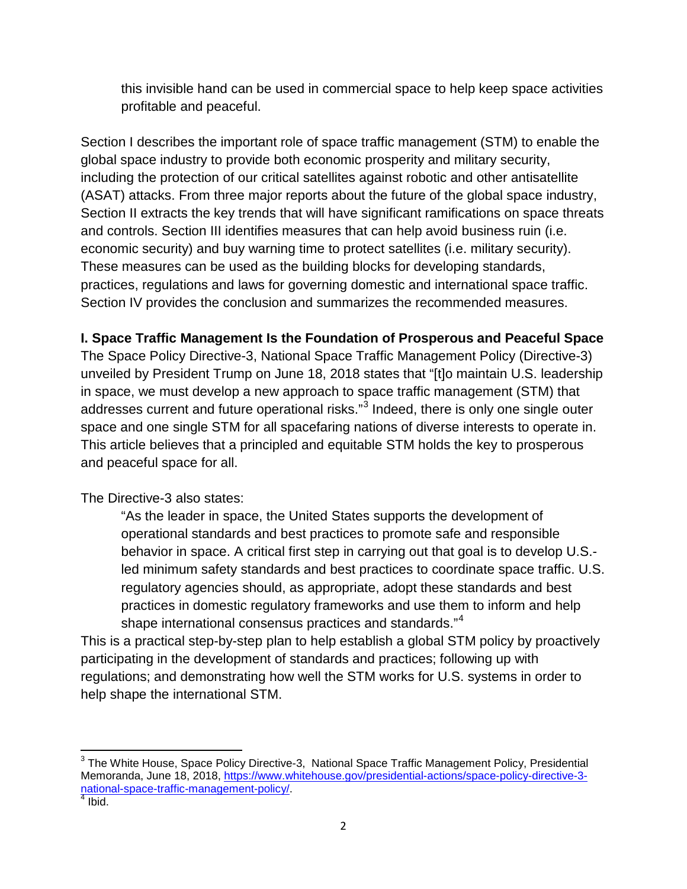this invisible hand can be used in commercial space to help keep space activities profitable and peaceful.

Section I describes the important role of space traffic management (STM) to enable the global space industry to provide both economic prosperity and military security, including the protection of our critical satellites against robotic and other antisatellite (ASAT) attacks. From three major reports about the future of the global space industry, Section II extracts the key trends that will have significant ramifications on space threats and controls. Section III identifies measures that can help avoid business ruin (i.e. economic security) and buy warning time to protect satellites (i.e. military security). These measures can be used as the building blocks for developing standards, practices, regulations and laws for governing domestic and international space traffic. Section IV provides the conclusion and summarizes the recommended measures.

## I. Space Traffic Management Is the Foundation of Prosperous and Peaceful Space

The Space Policy Directive-3, National Space Traffic Management Policy (Directive-3) unveiled by President Trump on June 18, 2018 states that "[t]o maintain U.S. leadership in space, we must develop a new approach to space traffic management (STM) that addresses current and future operational risks."[3] Indeed, there is only one single outer space and one single STM for all spacefaring nations of diverse interests to operate in. This article believes that a principled and equitable STM holds the key to prosperous and peaceful space for all.

The Directive-3 also states:

> "As the leader in space, the United States supports the development of operational standards and best practices to promote safe and responsible behavior in space. A critical first step in carrying out that goal is to develop U.S.-led minimum safety standards and best practices to coordinate space traffic. U.S. regulatory agencies should, as appropriate, adopt these standards and best practices in domestic regulatory frameworks and use them to inform and help shape international consensus practices and standards."[4]

This is a practical step-by-step plan to help establish a global STM policy by proactively participating in the development of standards and practices; following up with regulations; and demonstrating how well the STM works for U.S. systems in order to help shape the international STM.

---

[3] The White House, Space Policy Directive-3, National Space Traffic Management Policy, Presidential Memoranda, June 18, 2018, https://www.whitehouse.gov/presidential-actions/space-policy-directive-3-national-space-traffic-management-policy/.

[4] Ibid.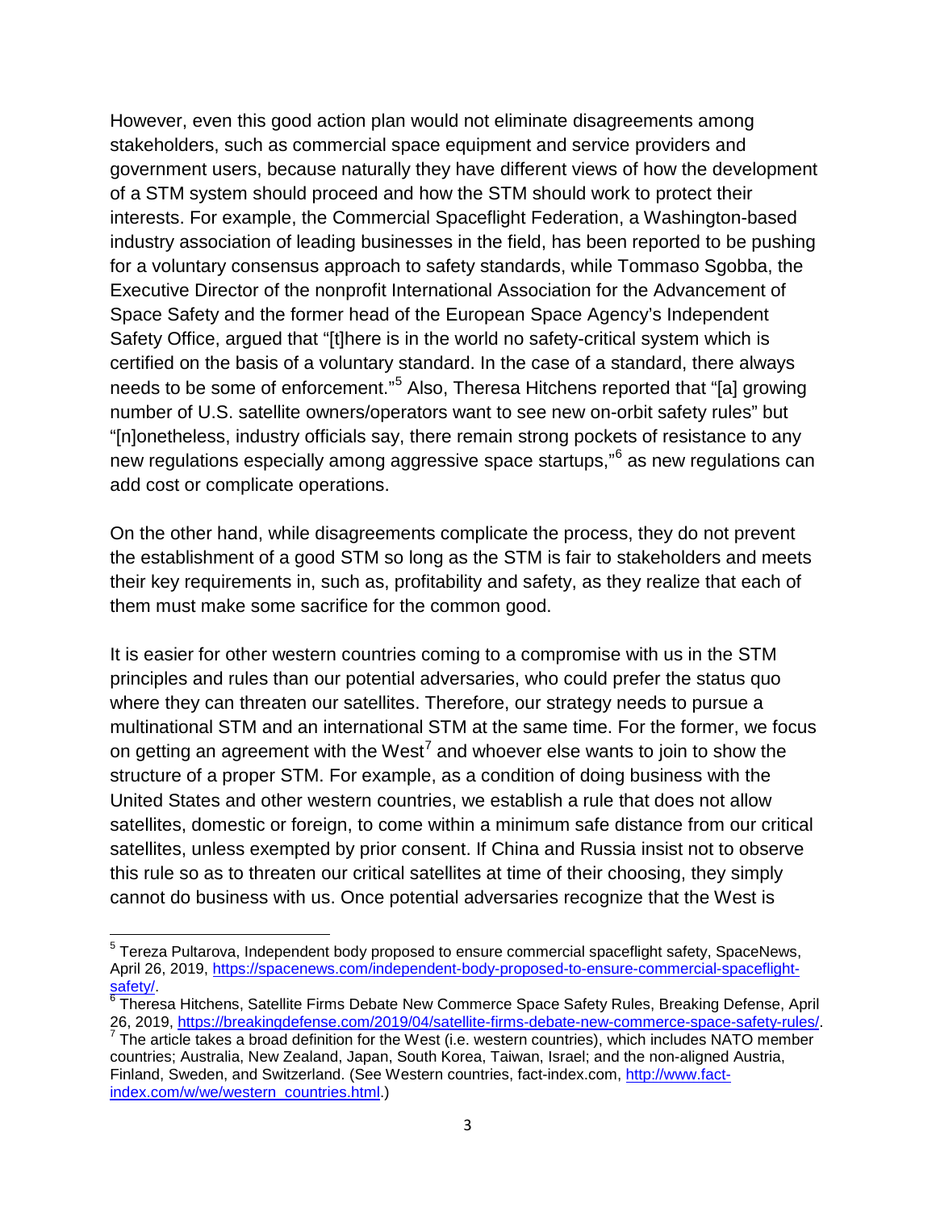However, even this good action plan would not eliminate disagreements among stakeholders, such as commercial space equipment and service providers and government users, because naturally they have different views of how the development of a STM system should proceed and how the STM should work to protect their interests. For example, the Commercial Spaceflight Federation, a Washington-based industry association of leading businesses in the field, has been reported to be pushing for a voluntary consensus approach to safety standards, while Tommaso Sgobba, the Executive Director of the nonprofit International Association for the Advancement of Space Safety and the former head of the European Space Agency's Independent Safety Office, argued that "[t]here is in the world no safety-critical system which is certified on the basis of a voluntary standard. In the case of a standard, there always needs to be some of enforcement."[5] Also, Theresa Hitchens reported that "[a] growing number of U.S. satellite owners/operators want to see new on-orbit safety rules" but "[n]onetheless, industry officials say, there remain strong pockets of resistance to any new regulations especially among aggressive space startups,"[6] as new regulations can add cost or complicate operations.

On the other hand, while disagreements complicate the process, they do not prevent the establishment of a good STM so long as the STM is fair to stakeholders and meets their key requirements in, such as, profitability and safety, as they realize that each of them must make some sacrifice for the common good.

It is easier for other western countries coming to a compromise with us in the STM principles and rules than our potential adversaries, who could prefer the status quo where they can threaten our satellites. Therefore, our strategy needs to pursue a multinational STM and an international STM at the same time. For the former, we focus on getting an agreement with the West[7] and whoever else wants to join to show the structure of a proper STM. For example, as a condition of doing business with the United States and other western countries, we establish a rule that does not allow satellites, domestic or foreign, to come within a minimum safe distance from our critical satellites, unless exempted by prior consent. If China and Russia insist not to observe this rule so as to threaten our critical satellites at time of their choosing, they simply cannot do business with us. Once potential adversaries recognize that the West is

---

[5] Tereza Pultarova, Independent body proposed to ensure commercial spaceflight safety, SpaceNews, April 26, 2019, https://spacenews.com/independent-body-proposed-to-ensure-commercial-spaceflight-safety/.

[6] Theresa Hitchens, Satellite Firms Debate New Commerce Space Safety Rules, Breaking Defense, April 26, 2019, https://breakingdefense.com/2019/04/satellite-firms-debate-new-commerce-space-safety-rules/.

[7] The article takes a broad definition for the West (i.e. western countries), which includes NATO member countries; Australia, New Zealand, Japan, South Korea, Taiwan, Israel; and the non-aligned Austria, Finland, Sweden, and Switzerland. (See Western countries, fact-index.com, http://www.fact-index.com/w/we/western_countries.html.)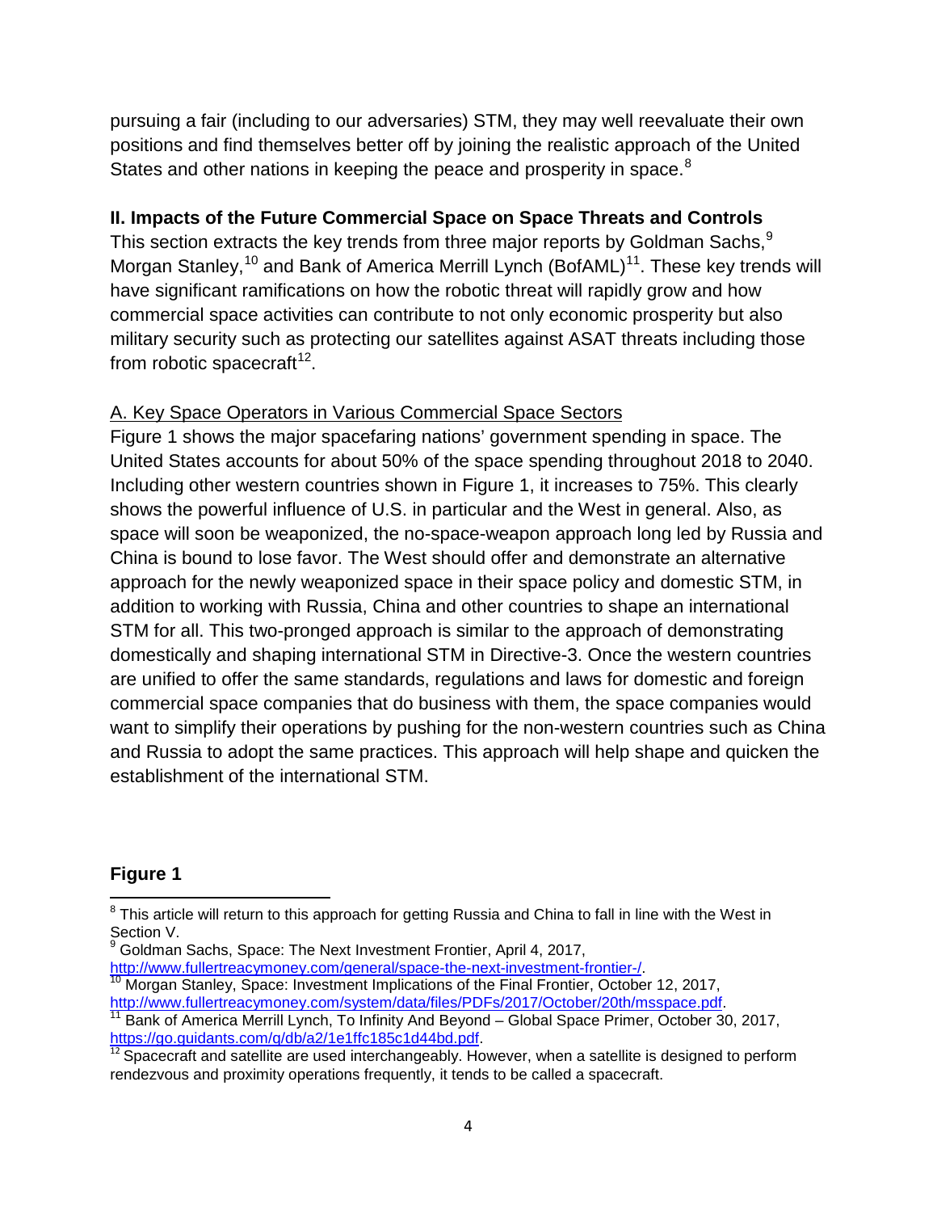pursuing a fair (including to our adversaries) STM, they may well reevaluate their own positions and find themselves better off by joining the realistic approach of the United States and other nations in keeping the peace and prosperity in space.[8]

## II. Impacts of the Future Commercial Space on Space Threats and Controls

This section extracts the key trends from three major reports by Goldman Sachs,[9] Morgan Stanley,[10] and Bank of America Merrill Lynch (BofAML)[11]. These key trends will have significant ramifications on how the robotic threat will rapidly grow and how commercial space activities can contribute to not only economic prosperity but also military security such as protecting our satellites against ASAT threats including those from robotic spacecraft[12].

### A. Key Space Operators in Various Commercial Space Sectors

Figure 1 shows the major spacefaring nations' government spending in space. The United States accounts for about 50% of the space spending throughout 2018 to 2040. Including other western countries shown in Figure 1, it increases to 75%. This clearly shows the powerful influence of U.S. in particular and the West in general. Also, as space will soon be weaponized, the no-space-weapon approach long led by Russia and China is bound to lose favor. The West should offer and demonstrate an alternative approach for the newly weaponized space in their space policy and domestic STM, in addition to working with Russia, China and other countries to shape an international STM for all. This two-pronged approach is similar to the approach of demonstrating domestically and shaping international STM in Directive-3. Once the western countries are unified to offer the same standards, regulations and laws for domestic and foreign commercial space companies that do business with them, the space companies would want to simplify their operations by pushing for the non-western countries such as China and Russia to adopt the same practices. This approach will help shape and quicken the establishment of the international STM.

**Figure 1**

[8] This article will return to this approach for getting Russia and China to fall in line with the West in Section V.

[9] Goldman Sachs, Space: The Next Investment Frontier, April 4, 2017, http://www.fullertreacymoney.com/general/space-the-next-investment-frontier-/.

[10] Morgan Stanley, Space: Investment Implications of the Final Frontier, October 12, 2017, http://www.fullertreacymoney.com/system/data/files/PDFs/2017/October/20th/msspace.pdf.

[11] Bank of America Merrill Lynch, To Infinity And Beyond – Global Space Primer, October 30, 2017, https://go.guidants.com/q/db/a2/1e1ffc185c1d44bd.pdf.

[12] Spacecraft and satellite are used interchangeably. However, when a satellite is designed to perform rendezvous and proximity operations frequently, it tends to be called a spacecraft.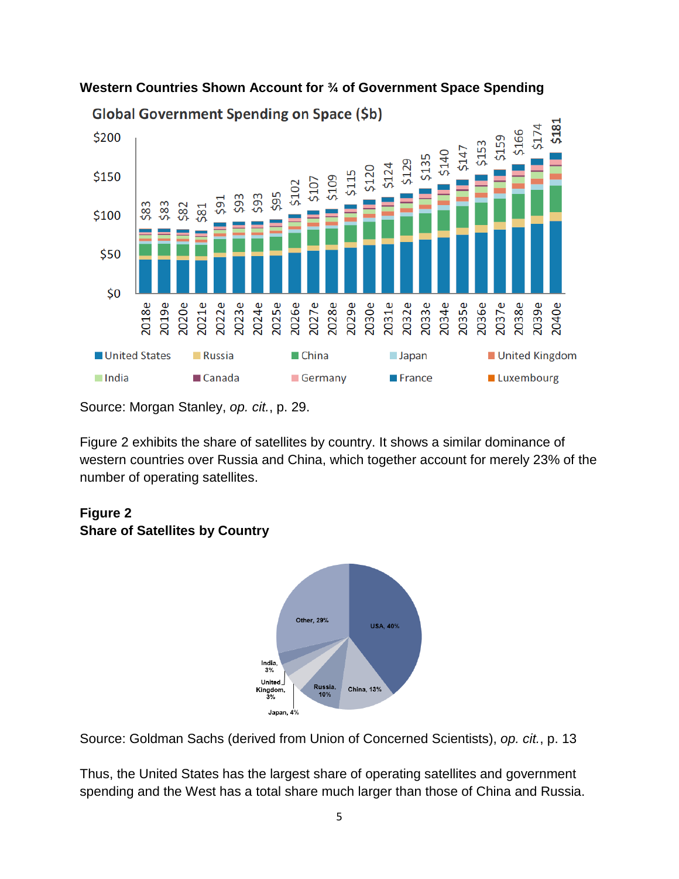**Western Countries Shown Account for ¾ of Government Space Spending**

Global Government Spending on Space ($b)

Source: Morgan Stanley, *op. cit.*, p. 29.

Figure 2 exhibits the share of satellites by country. It shows a similar dominance of western countries over Russia and China, which together account for merely 23% of the number of operating satellites.

**Figure 2**
**Share of Satellites by Country**

Source: Goldman Sachs (derived from Union of Concerned Scientists), *op. cit.*, p. 13

Thus, the United States has the largest share of operating satellites and government spending and the West has a total share much larger than those of China and Russia.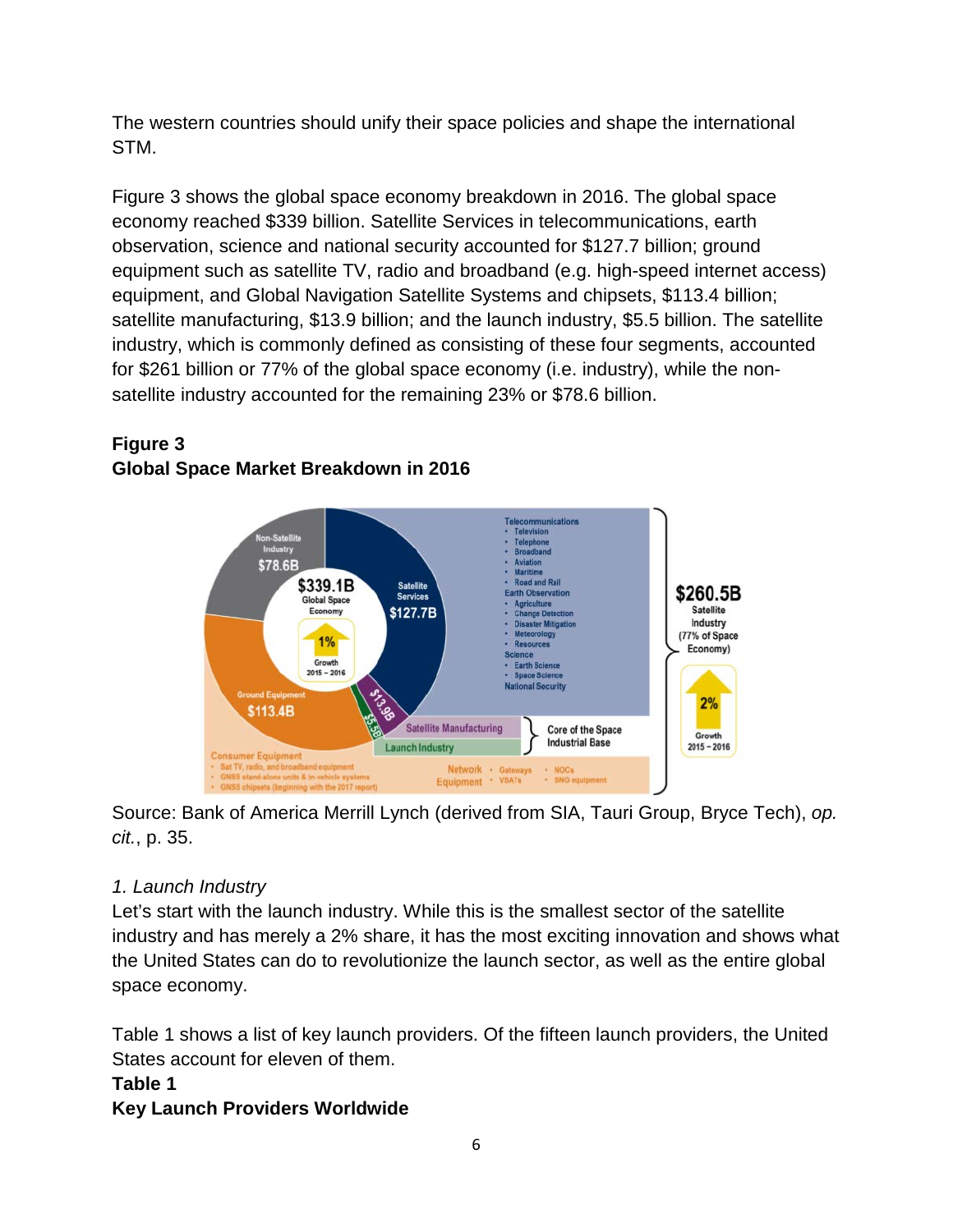The western countries should unify their space policies and shape the international STM.

Figure 3 shows the global space economy breakdown in 2016. The global space economy reached $339 billion. Satellite Services in telecommunications, earth observation, science and national security accounted for $127.7 billion; ground equipment such as satellite TV, radio and broadband (e.g. high-speed internet access) equipment, and Global Navigation Satellite Systems and chipsets, $113.4 billion; satellite manufacturing, $13.9 billion; and the launch industry, $5.5 billion. The satellite industry, which is commonly defined as consisting of these four segments, accounted for $261 billion or 77% of the global space economy (i.e. industry), while the non-satellite industry accounted for the remaining 23% or $78.6 billion.

**Figure 3**
**Global Space Market Breakdown in 2016**

Source: Bank of America Merrill Lynch (derived from SIA, Tauri Group, Bryce Tech), *op. cit.*, p. 35.

*1. Launch Industry*

Let's start with the launch industry. While this is the smallest sector of the satellite industry and has merely a 2% share, it has the most exciting innovation and shows what the United States can do to revolutionize the launch sector, as well as the entire global space economy.

Table 1 shows a list of key launch providers. Of the fifteen launch providers, the United States account for eleven of them.

**Table 1**
**Key Launch Providers Worldwide**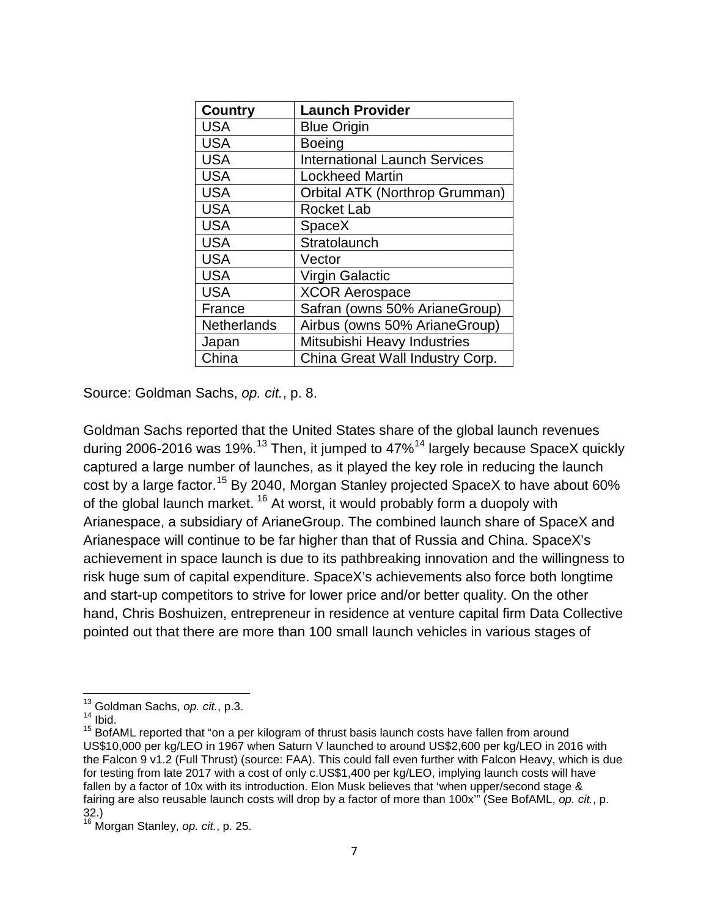| Country | Launch Provider |
| --- | --- |
| USA | Blue Origin |
| USA | Boeing |
| USA | International Launch Services |
| USA | Lockheed Martin |
| USA | Orbital ATK (Northrop Grumman) |
| USA | Rocket Lab |
| USA | SpaceX |
| USA | Stratolaunch |
| USA | Vector |
| USA | Virgin Galactic |
| USA | XCOR Aerospace |
| France | Safran (owns 50% ArianeGroup) |
| Netherlands | Airbus (owns 50% ArianeGroup) |
| Japan | Mitsubishi Heavy Industries |
| China | China Great Wall Industry Corp. |

Source: Goldman Sachs, *op. cit.*, p. 8.

Goldman Sachs reported that the United States share of the global launch revenues during 2006-2016 was 19%.[13] Then, it jumped to 47%[14] largely because SpaceX quickly captured a large number of launches, as it played the key role in reducing the launch cost by a large factor.[15] By 2040, Morgan Stanley projected SpaceX to have about 60% of the global launch market. [16] At worst, it would probably form a duopoly with Arianespace, a subsidiary of ArianeGroup. The combined launch share of SpaceX and Arianespace will continue to be far higher than that of Russia and China. SpaceX's achievement in space launch is due to its pathbreaking innovation and the willingness to risk huge sum of capital expenditure. SpaceX's achievements also force both longtime and start-up competitors to strive for lower price and/or better quality. On the other hand, Chris Boshuizen, entrepreneur in residence at venture capital firm Data Collective pointed out that there are more than 100 small launch vehicles in various stages of

---

[13] Goldman Sachs, *op. cit.*, p.3.

[14] Ibid.

[15] BofAML reported that "on a per kilogram of thrust basis launch costs have fallen from around US$10,000 per kg/LEO in 1967 when Saturn V launched to around US$2,600 per kg/LEO in 2016 with the Falcon 9 v1.2 (Full Thrust) (source: FAA). This could fall even further with Falcon Heavy, which is due for testing from late 2017 with a cost of only c.US$1,400 per kg/LEO, implying launch costs will have fallen by a factor of 10x with its introduction. Elon Musk believes that 'when upper/second stage & fairing are also reusable launch costs will drop by a factor of more than 100x'" (See BofAML, *op. cit.*, p. 32.)

[16] Morgan Stanley, *op. cit.*, p. 25.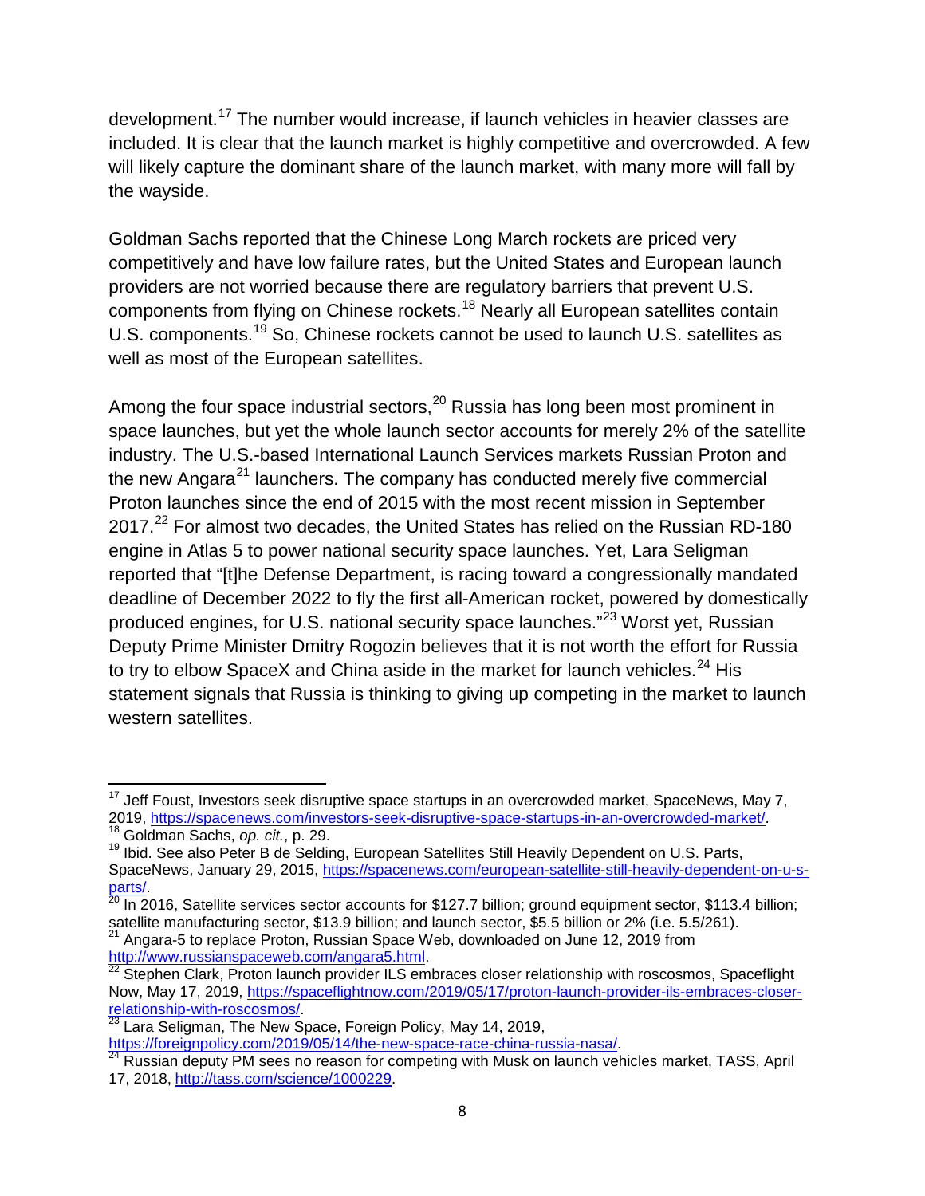development.[17] The number would increase, if launch vehicles in heavier classes are included. It is clear that the launch market is highly competitive and overcrowded. A few will likely capture the dominant share of the launch market, with many more will fall by the wayside.

Goldman Sachs reported that the Chinese Long March rockets are priced very competitively and have low failure rates, but the United States and European launch providers are not worried because there are regulatory barriers that prevent U.S. components from flying on Chinese rockets.[18] Nearly all European satellites contain U.S. components.[19] So, Chinese rockets cannot be used to launch U.S. satellites as well as most of the European satellites.

Among the four space industrial sectors,[20] Russia has long been most prominent in space launches, but yet the whole launch sector accounts for merely 2% of the satellite industry. The U.S.-based International Launch Services markets Russian Proton and the new Angara[21] launchers. The company has conducted merely five commercial Proton launches since the end of 2015 with the most recent mission in September 2017.[22] For almost two decades, the United States has relied on the Russian RD-180 engine in Atlas 5 to power national security space launches. Yet, Lara Seligman reported that "[t]he Defense Department, is racing toward a congressionally mandated deadline of December 2022 to fly the first all-American rocket, powered by domestically produced engines, for U.S. national security space launches."[23] Worst yet, Russian Deputy Prime Minister Dmitry Rogozin believes that it is not worth the effort for Russia to try to elbow SpaceX and China aside in the market for launch vehicles.[24] His statement signals that Russia is thinking to giving up competing in the market to launch western satellites.

---

[17] Jeff Foust, Investors seek disruptive space startups in an overcrowded market, SpaceNews, May 7, 2019, https://spacenews.com/investors-seek-disruptive-space-startups-in-an-overcrowded-market/.

[18] Goldman Sachs, *op. cit.*, p. 29.

[19] Ibid. See also Peter B de Selding, European Satellites Still Heavily Dependent on U.S. Parts, SpaceNews, January 29, 2015, https://spacenews.com/european-satellite-still-heavily-dependent-on-u-s-parts/.

[20] In 2016, Satellite services sector accounts for $127.7 billion; ground equipment sector, $113.4 billion; satellite manufacturing sector, $13.9 billion; and launch sector, $5.5 billion or 2% (i.e. 5.5/261).

[21] Angara-5 to replace Proton, Russian Space Web, downloaded on June 12, 2019 from http://www.russianspaceweb.com/angara5.html.

[22] Stephen Clark, Proton launch provider ILS embraces closer relationship with roscosmos, Spaceflight Now, May 17, 2019, https://spaceflightnow.com/2019/05/17/proton-launch-provider-ils-embraces-closer-relationship-with-roscosmos/.

[23] Lara Seligman, The New Space, Foreign Policy, May 14, 2019, https://foreignpolicy.com/2019/05/14/the-new-space-race-china-russia-nasa/.

[24] Russian deputy PM sees no reason for competing with Musk on launch vehicles market, TASS, April 17, 2018, http://tass.com/science/1000229.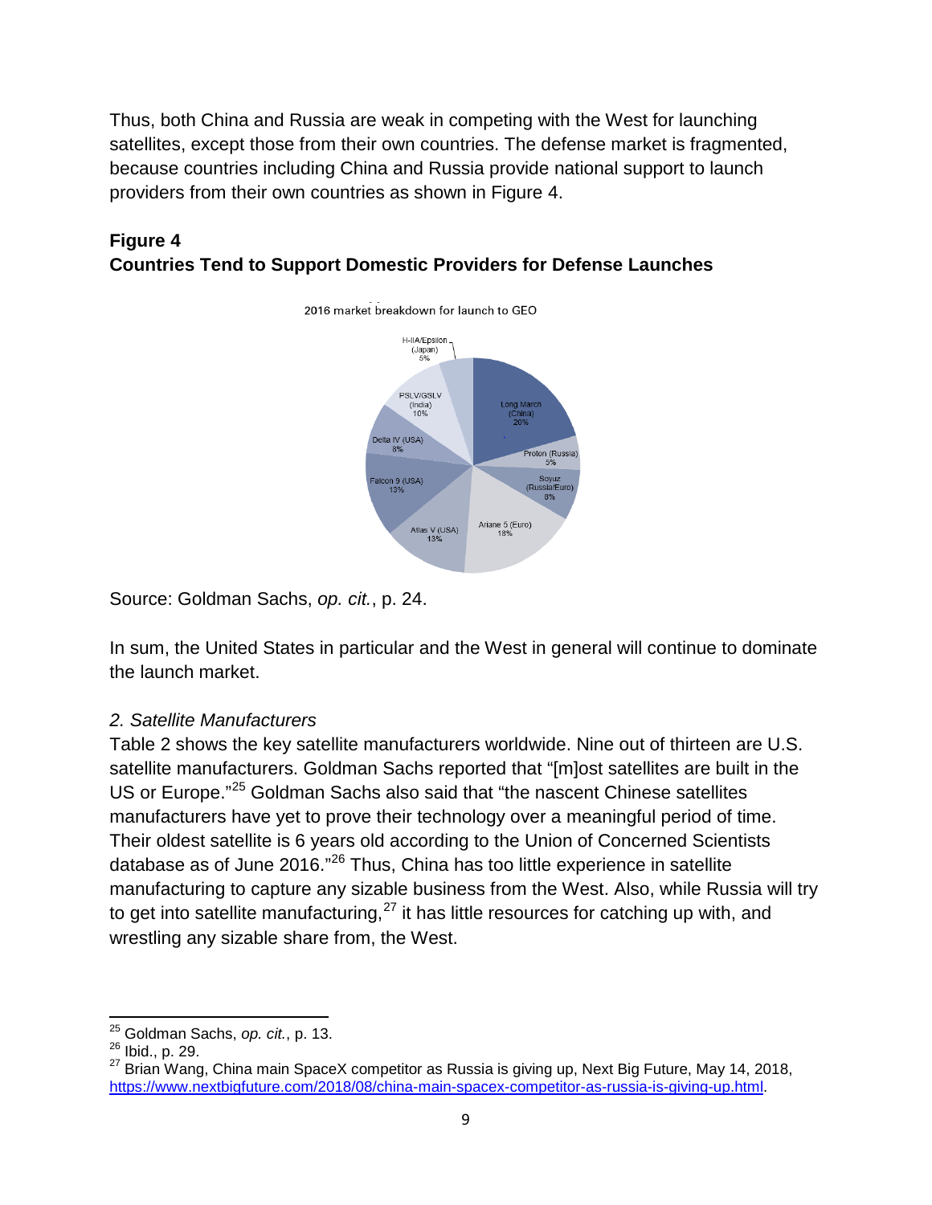Thus, both China and Russia are weak in competing with the West for launching satellites, except those from their own countries. The defense market is fragmented, because countries including China and Russia provide national support to launch providers from their own countries as shown in Figure 4.

**Figure 4**
**Countries Tend to Support Domestic Providers for Defense Launches**

2016 market breakdown for launch to GEO

| Launch provider | Share |
|---|---|
| Long March (China) | 20% |
| Proton (Russia) | 5% |
| Soyuz (Russia/Euro) | 8% |
| Ariane 5 (Euro) | 18% |
| Atlas V (USA) | 13% |
| Falcon 9 (USA) | 13% |
| Delta IV (USA) | 8% |
| PSLV/GSLV (India) | 10% |
| H-IIA/Epsilon (Japan) | 5% |

Source: Goldman Sachs, *op. cit.*, p. 24.

In sum, the United States in particular and the West in general will continue to dominate the launch market.

*2. Satellite Manufacturers*

Table 2 shows the key satellite manufacturers worldwide. Nine out of thirteen are U.S. satellite manufacturers. Goldman Sachs reported that "[m]ost satellites are built in the US or Europe."[25] Goldman Sachs also said that "the nascent Chinese satellites manufacturers have yet to prove their technology over a meaningful period of time. Their oldest satellite is 6 years old according to the Union of Concerned Scientists database as of June 2016."[26] Thus, China has too little experience in satellite manufacturing to capture any sizable business from the West. Also, while Russia will try to get into satellite manufacturing,[27] it has little resources for catching up with, and wrestling any sizable share from, the West.

---

[25] Goldman Sachs, *op. cit.*, p. 13.

[26] Ibid., p. 29.

[27] Brian Wang, China main SpaceX competitor as Russia is giving up, Next Big Future, May 14, 2018, https://www.nextbigfuture.com/2018/08/china-main-spacex-competitor-as-russia-is-giving-up.html.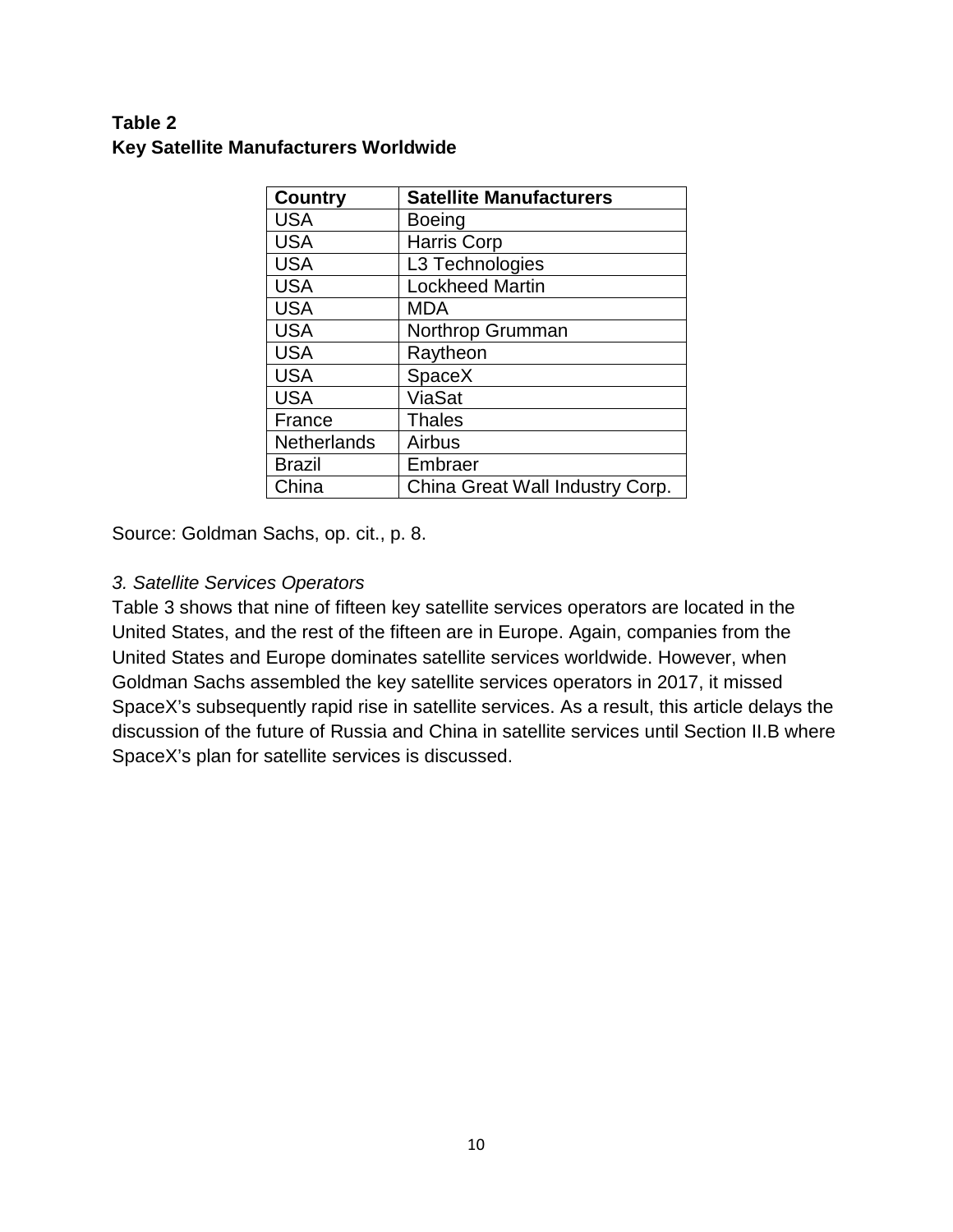**Table 2**
**Key Satellite Manufacturers Worldwide**

| Country | Satellite Manufacturers |
| --- | --- |
| USA | Boeing |
| USA | Harris Corp |
| USA | L3 Technologies |
| USA | Lockheed Martin |
| USA | MDA |
| USA | Northrop Grumman |
| USA | Raytheon |
| USA | SpaceX |
| USA | ViaSat |
| France | Thales |
| Netherlands | Airbus |
| Brazil | Embraer |
| China | China Great Wall Industry Corp. |

Source: Goldman Sachs, op. cit., p. 8.

*3. Satellite Services Operators*

Table 3 shows that nine of fifteen key satellite services operators are located in the United States, and the rest of the fifteen are in Europe. Again, companies from the United States and Europe dominates satellite services worldwide. However, when Goldman Sachs assembled the key satellite services operators in 2017, it missed SpaceX's subsequently rapid rise in satellite services. As a result, this article delays the discussion of the future of Russia and China in satellite services until Section II.B where SpaceX's plan for satellite services is discussed.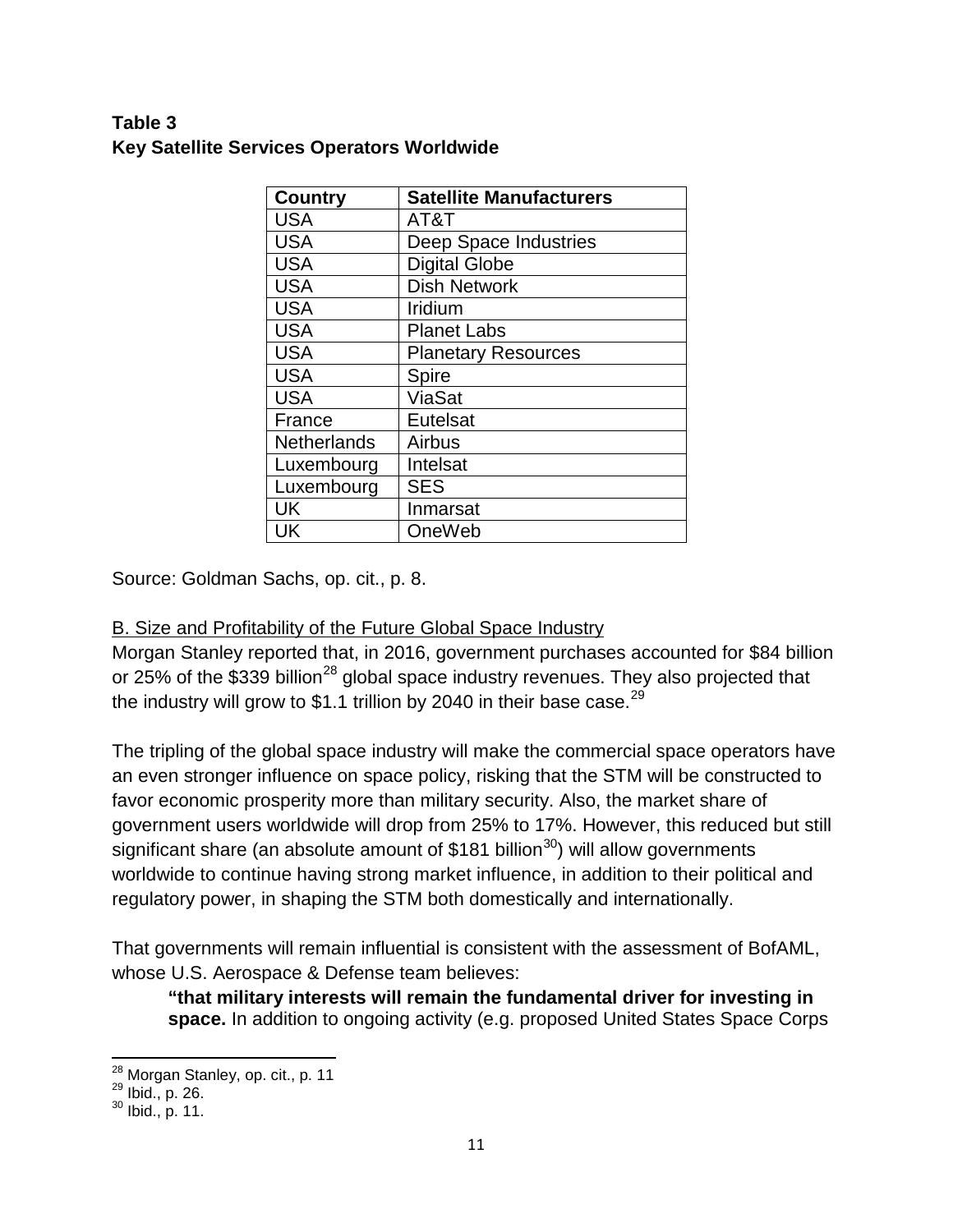**Table 3**
**Key Satellite Services Operators Worldwide**

| Country | Satellite Manufacturers |
|---|---|
| USA | AT&T |
| USA | Deep Space Industries |
| USA | Digital Globe |
| USA | Dish Network |
| USA | Iridium |
| USA | Planet Labs |
| USA | Planetary Resources |
| USA | Spire |
| USA | ViaSat |
| France | Eutelsat |
| Netherlands | Airbus |
| Luxembourg | Intelsat |
| Luxembourg | SES |
| UK | Inmarsat |
| UK | OneWeb |

Source: Goldman Sachs, op. cit., p. 8.

<u>B. Size and Profitability of the Future Global Space Industry</u>

Morgan Stanley reported that, in 2016, government purchases accounted for $84 billion or 25% of the $339 billion[28] global space industry revenues. They also projected that the industry will grow to $1.1 trillion by 2040 in their base case.[29]

The tripling of the global space industry will make the commercial space operators have an even stronger influence on space policy, risking that the STM will be constructed to favor economic prosperity more than military security. Also, the market share of government users worldwide will drop from 25% to 17%. However, this reduced but still significant share (an absolute amount of $181 billion[30]) will allow governments worldwide to continue having strong market influence, in addition to their political and regulatory power, in shaping the STM both domestically and internationally.

That governments will remain influential is consistent with the assessment of BofAML, whose U.S. Aerospace & Defense team believes:

> **"that military interests will remain the fundamental driver for investing in space.** In addition to ongoing activity (e.g. proposed United States Space Corps

---

[28] Morgan Stanley, op. cit., p. 11

[29] Ibid., p. 26.

[30] Ibid., p. 11.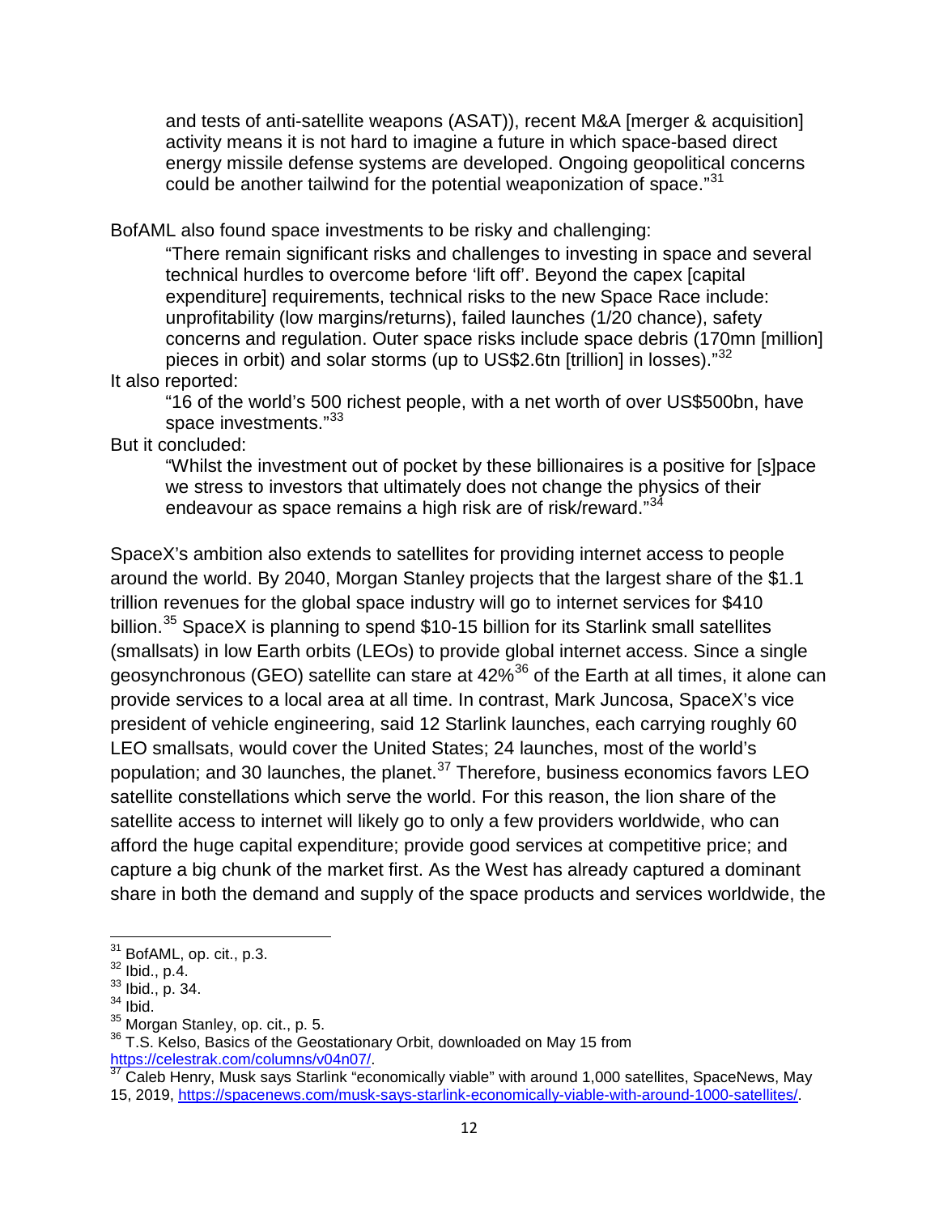> and tests of anti-satellite weapons (ASAT)), recent M&A [merger & acquisition] activity means it is not hard to imagine a future in which space-based direct energy missile defense systems are developed. Ongoing geopolitical concerns could be another tailwind for the potential weaponization of space."[31]

BofAML also found space investments to be risky and challenging:

> "There remain significant risks and challenges to investing in space and several technical hurdles to overcome before 'lift off'. Beyond the capex [capital expenditure] requirements, technical risks to the new Space Race include: unprofitability (low margins/returns), failed launches (1/20 chance), safety concerns and regulation. Outer space risks include space debris (170mn [million] pieces in orbit) and solar storms (up to US$2.6tn [trillion] in losses)."[32]

It also reported:

> "16 of the world's 500 richest people, with a net worth of over US$500bn, have space investments."[33]

But it concluded:

> "Whilst the investment out of pocket by these billionaires is a positive for [s]pace we stress to investors that ultimately does not change the physics of their endeavour as space remains a high risk are of risk/reward."[34]

SpaceX's ambition also extends to satellites for providing internet access to people around the world. By 2040, Morgan Stanley projects that the largest share of the $1.1 trillion revenues for the global space industry will go to internet services for $410 billion.[35] SpaceX is planning to spend $10-15 billion for its Starlink small satellites (smallsats) in low Earth orbits (LEOs) to provide global internet access. Since a single geosynchronous (GEO) satellite can stare at 42%[36] of the Earth at all times, it alone can provide services to a local area at all time. In contrast, Mark Juncosa, SpaceX's vice president of vehicle engineering, said 12 Starlink launches, each carrying roughly 60 LEO smallsats, would cover the United States; 24 launches, most of the world's population; and 30 launches, the planet.[37] Therefore, business economics favors LEO satellite constellations which serve the world. For this reason, the lion share of the satellite access to internet will likely go to only a few providers worldwide, who can afford the huge capital expenditure; provide good services at competitive price; and capture a big chunk of the market first. As the West has already captured a dominant share in both the demand and supply of the space products and services worldwide, the

---

[31] BofAML, op. cit., p.3.

[32] Ibid., p.4.

[33] Ibid., p. 34.

[34] Ibid.

[35] Morgan Stanley, op. cit., p. 5.

[36] T.S. Kelso, Basics of the Geostationary Orbit, downloaded on May 15 from https://celestrak.com/columns/v04n07/.

[37] Caleb Henry, Musk says Starlink "economically viable" with around 1,000 satellites, SpaceNews, May 15, 2019, https://spacenews.com/musk-says-starlink-economically-viable-with-around-1000-satellites/.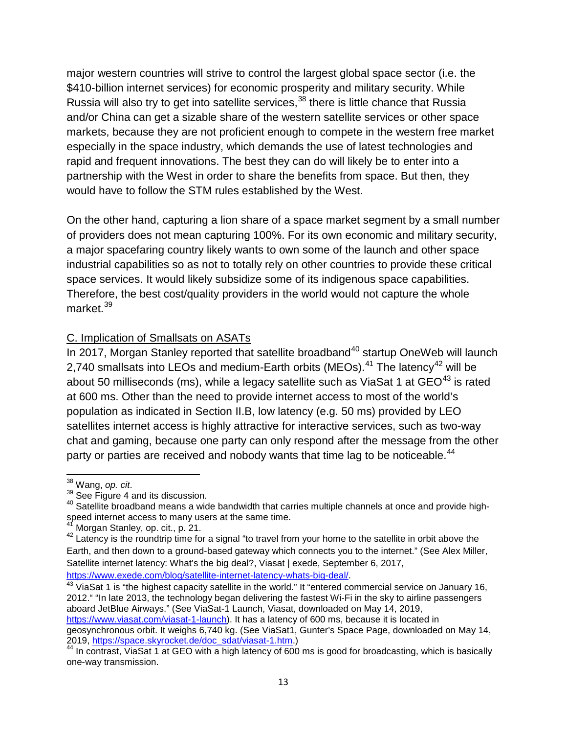major western countries will strive to control the largest global space sector (i.e. the $410-billion internet services) for economic prosperity and military security. While Russia will also try to get into satellite services,[38] there is little chance that Russia and/or China can get a sizable share of the western satellite services or other space markets, because they are not proficient enough to compete in the western free market especially in the space industry, which demands the use of latest technologies and rapid and frequent innovations. The best they can do will likely be to enter into a partnership with the West in order to share the benefits from space. But then, they would have to follow the STM rules established by the West.

On the other hand, capturing a lion share of a space market segment by a small number of providers does not mean capturing 100%. For its own economic and military security, a major spacefaring country likely wants to own some of the launch and other space industrial capabilities so as not to totally rely on other countries to provide these critical space services. It would likely subsidize some of its indigenous space capabilities. Therefore, the best cost/quality providers in the world would not capture the whole market.[39]

### C. Implication of Smallsats on ASATs

In 2017, Morgan Stanley reported that satellite broadband[40] startup OneWeb will launch 2,740 smallsats into LEOs and medium-Earth orbits (MEOs).[41] The latency[42] will be about 50 milliseconds (ms), while a legacy satellite such as ViaSat 1 at GEO[43] is rated at 600 ms. Other than the need to provide internet access to most of the world's population as indicated in Section II.B, low latency (e.g. 50 ms) provided by LEO satellites internet access is highly attractive for interactive services, such as two-way chat and gaming, because one party can only respond after the message from the other party or parties are received and nobody wants that time lag to be noticeable.[44]

---

[38] Wang, *op. cit*.

[39] See Figure 4 and its discussion.

[40] Satellite broadband means a wide bandwidth that carries multiple channels at once and provide high-speed internet access to many users at the same time.

[41] Morgan Stanley, op. cit., p. 21.

[42] Latency is the roundtrip time for a signal "to travel from your home to the satellite in orbit above the Earth, and then down to a ground-based gateway which connects you to the internet." (See Alex Miller, Satellite internet latency: What's the big deal?, Viasat | exede, September 6, 2017, https://www.exede.com/blog/satellite-internet-latency-whats-big-deal/.

[43] ViaSat 1 is "the highest capacity satellite in the world." It "entered commercial service on January 16, 2012." "In late 2013, the technology began delivering the fastest Wi-Fi in the sky to airline passengers aboard JetBlue Airways." (See ViaSat-1 Launch, Viasat, downloaded on May 14, 2019, https://www.viasat.com/viasat-1-launch). It has a latency of 600 ms, because it is located in geosynchronous orbit. It weighs 6,740 kg. (See ViaSat1, Gunter's Space Page, downloaded on May 14, 2019, https://space.skyrocket.de/doc_sdat/viasat-1.htm.)

[44] In contrast, ViaSat 1 at GEO with a high latency of 600 ms is good for broadcasting, which is basically one-way transmission.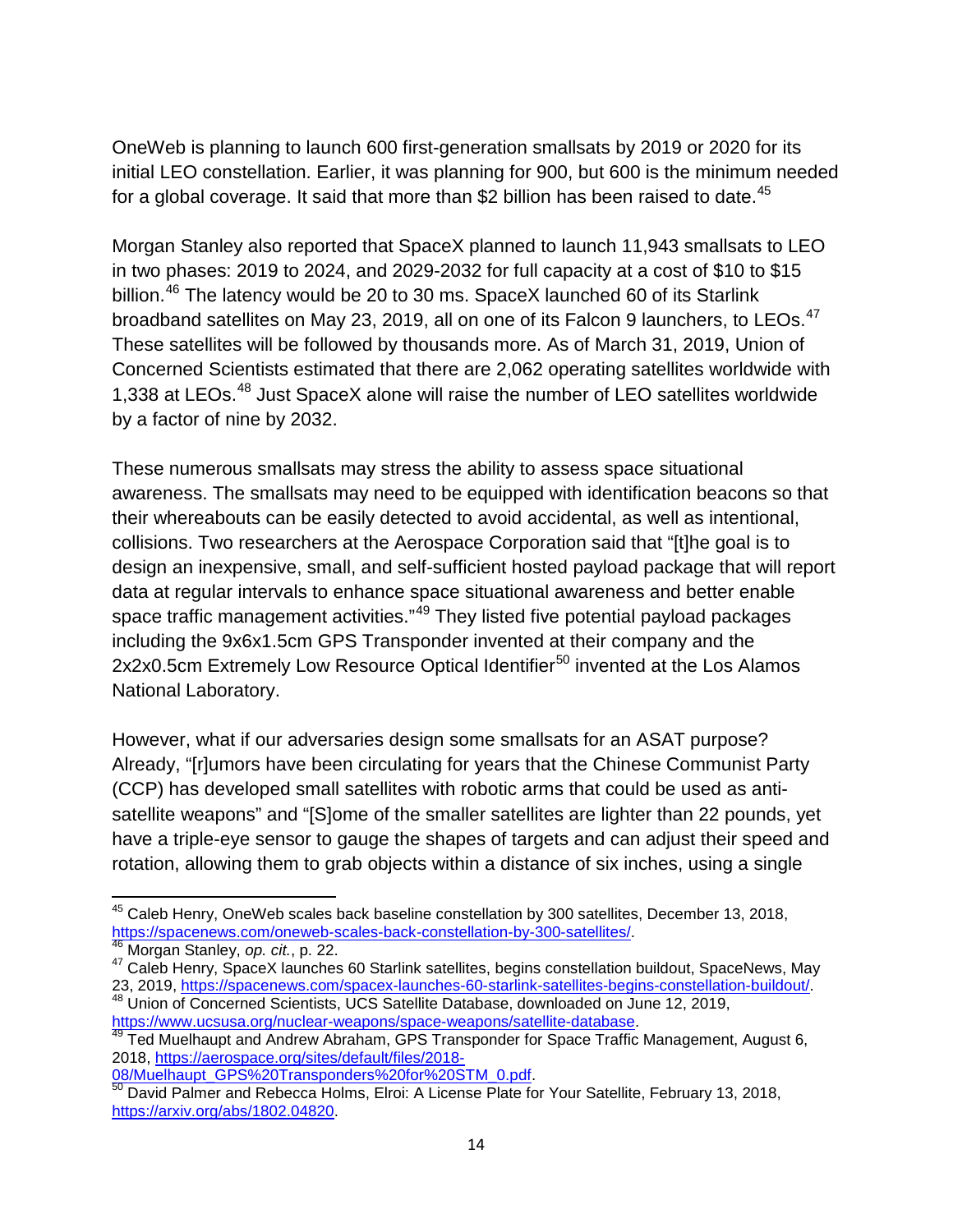OneWeb is planning to launch 600 first-generation smallsats by 2019 or 2020 for its initial LEO constellation. Earlier, it was planning for 900, but 600 is the minimum needed for a global coverage. It said that more than $2 billion has been raised to date.[45]

Morgan Stanley also reported that SpaceX planned to launch 11,943 smallsats to LEO in two phases: 2019 to 2024, and 2029-2032 for full capacity at a cost of $10 to $15 billion.[46] The latency would be 20 to 30 ms. SpaceX launched 60 of its Starlink broadband satellites on May 23, 2019, all on one of its Falcon 9 launchers, to LEOs.[47] These satellites will be followed by thousands more. As of March 31, 2019, Union of Concerned Scientists estimated that there are 2,062 operating satellites worldwide with 1,338 at LEOs.[48] Just SpaceX alone will raise the number of LEO satellites worldwide by a factor of nine by 2032.

These numerous smallsats may stress the ability to assess space situational awareness. The smallsats may need to be equipped with identification beacons so that their whereabouts can be easily detected to avoid accidental, as well as intentional, collisions. Two researchers at the Aerospace Corporation said that "[t]he goal is to design an inexpensive, small, and self-sufficient hosted payload package that will report data at regular intervals to enhance space situational awareness and better enable space traffic management activities."[49] They listed five potential payload packages including the 9x6x1.5cm GPS Transponder invented at their company and the 2x2x0.5cm Extremely Low Resource Optical Identifier[50] invented at the Los Alamos National Laboratory.

However, what if our adversaries design some smallsats for an ASAT purpose? Already, "[r]umors have been circulating for years that the Chinese Communist Party (CCP) has developed small satellites with robotic arms that could be used as anti-satellite weapons" and "[S]ome of the smaller satellites are lighter than 22 pounds, yet have a triple-eye sensor to gauge the shapes of targets and can adjust their speed and rotation, allowing them to grab objects within a distance of six inches, using a single

---

[45] Caleb Henry, OneWeb scales back baseline constellation by 300 satellites, December 13, 2018, https://spacenews.com/oneweb-scales-back-constellation-by-300-satellites/.

[46] Morgan Stanley, *op. cit.*, p. 22.

[47] Caleb Henry, SpaceX launches 60 Starlink satellites, begins constellation buildout, SpaceNews, May 23, 2019, https://spacenews.com/spacex-launches-60-starlink-satellites-begins-constellation-buildout/.

[48] Union of Concerned Scientists, UCS Satellite Database, downloaded on June 12, 2019, https://www.ucsusa.org/nuclear-weapons/space-weapons/satellite-database.

[49] Ted Muelhaupt and Andrew Abraham, GPS Transponder for Space Traffic Management, August 6, 2018, https://aerospace.org/sites/default/files/2018-08/Muelhaupt_GPS%20Transponders%20for%20STM_0.pdf.

[50] David Palmer and Rebecca Holms, Elroi: A License Plate for Your Satellite, February 13, 2018, https://arxiv.org/abs/1802.04820.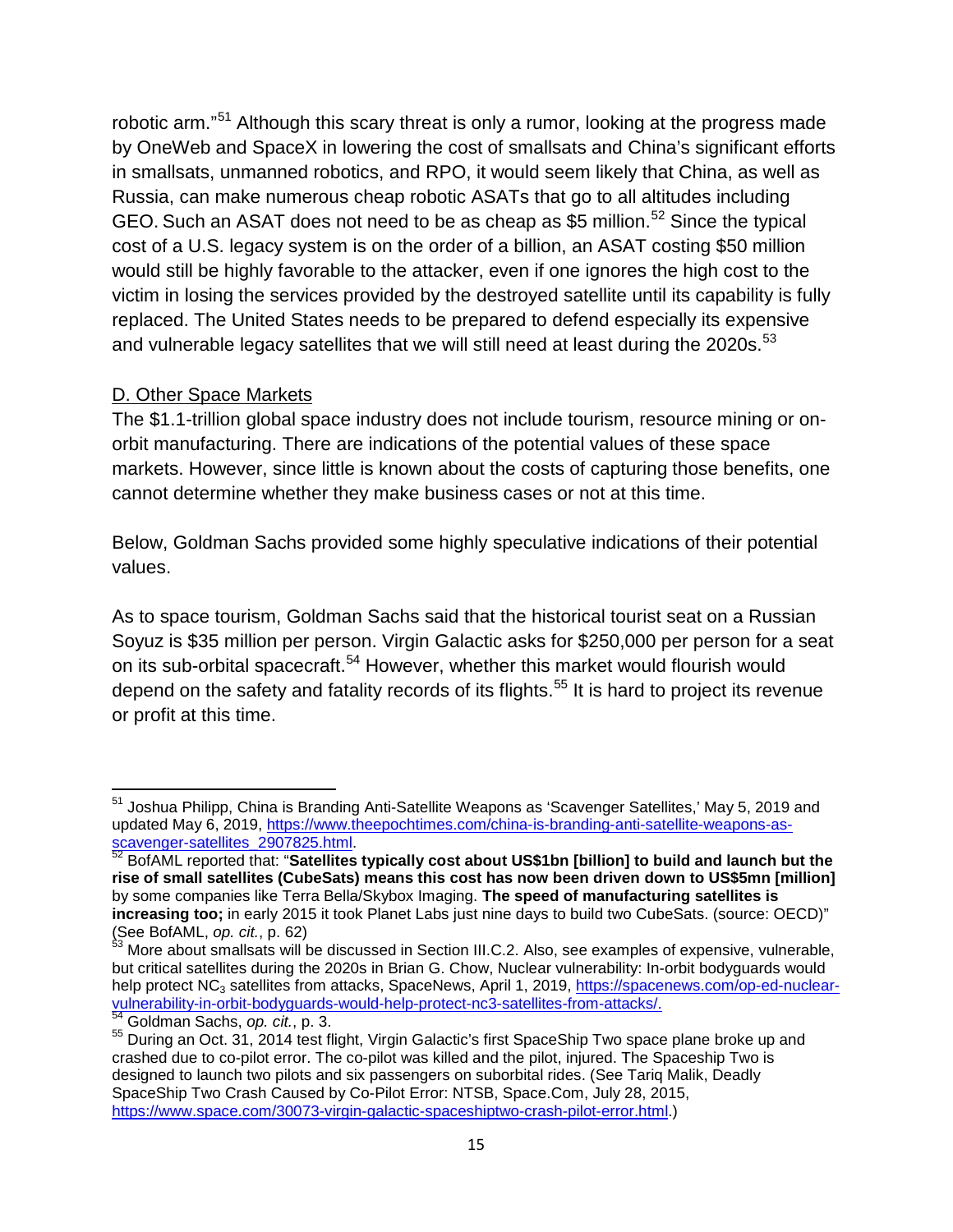robotic arm."[51] Although this scary threat is only a rumor, looking at the progress made by OneWeb and SpaceX in lowering the cost of smallsats and China's significant efforts in smallsats, unmanned robotics, and RPO, it would seem likely that China, as well as Russia, can make numerous cheap robotic ASATs that go to all altitudes including GEO. Such an ASAT does not need to be as cheap as $5 million.[52] Since the typical cost of a U.S. legacy system is on the order of a billion, an ASAT costing $50 million would still be highly favorable to the attacker, even if one ignores the high cost to the victim in losing the services provided by the destroyed satellite until its capability is fully replaced. The United States needs to be prepared to defend especially its expensive and vulnerable legacy satellites that we will still need at least during the 2020s.[53]

## D. Other Space Markets

The $1.1-trillion global space industry does not include tourism, resource mining or on-orbit manufacturing. There are indications of the potential values of these space markets. However, since little is known about the costs of capturing those benefits, one cannot determine whether they make business cases or not at this time.

Below, Goldman Sachs provided some highly speculative indications of their potential values.

As to space tourism, Goldman Sachs said that the historical tourist seat on a Russian Soyuz is $35 million per person. Virgin Galactic asks for $250,000 per person for a seat on its sub-orbital spacecraft.[54] However, whether this market would flourish would depend on the safety and fatality records of its flights.[55] It is hard to project its revenue or profit at this time.

---

[51] Joshua Philipp, China is Branding Anti-Satellite Weapons as 'Scavenger Satellites,' May 5, 2019 and updated May 6, 2019, https://www.theepochtimes.com/china-is-branding-anti-satellite-weapons-as-scavenger-satellites_2907825.html.

[52] BofAML reported that: "**Satellites typically cost about US$1bn [billion] to build and launch but the rise of small satellites (CubeSats) means this cost has now been driven down to US$5mn [million]** by some companies like Terra Bella/Skybox Imaging. **The speed of manufacturing satellites is increasing too;** in early 2015 it took Planet Labs just nine days to build two CubeSats. (source: OECD)" (See BofAML, *op. cit.*, p. 62)

[53] More about smallsats will be discussed in Section III.C.2. Also, see examples of expensive, vulnerable, but critical satellites during the 2020s in Brian G. Chow, Nuclear vulnerability: In-orbit bodyguards would help protect $NC_3$ satellites from attacks, SpaceNews, April 1, 2019, https://spacenews.com/op-ed-nuclear-vulnerability-in-orbit-bodyguards-would-help-protect-nc3-satellites-from-attacks/.

[54] Goldman Sachs, *op. cit.*, p. 3.

[55] During an Oct. 31, 2014 test flight, Virgin Galactic's first SpaceShip Two space plane broke up and crashed due to co-pilot error. The co-pilot was killed and the pilot, injured. The Spaceship Two is designed to launch two pilots and six passengers on suborbital rides. (See Tariq Malik, Deadly SpaceShip Two Crash Caused by Co-Pilot Error: NTSB, Space.Com, July 28, 2015, https://www.space.com/30073-virgin-galactic-spaceshiptwo-crash-pilot-error.html.)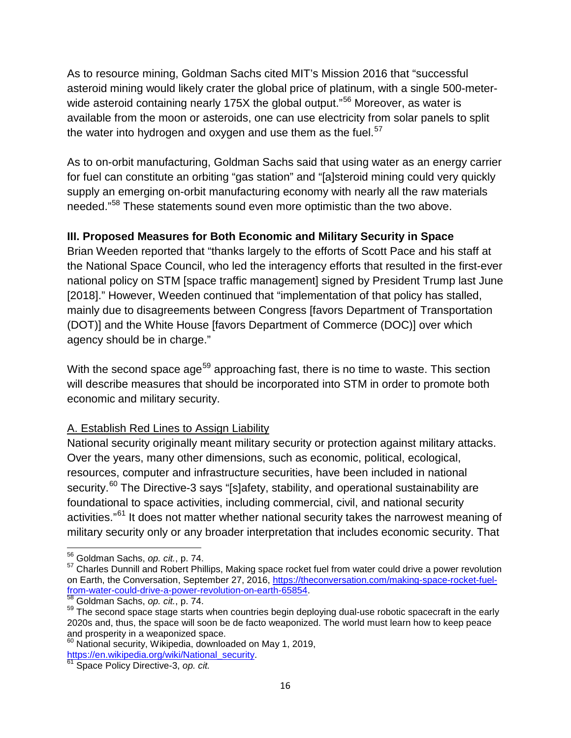As to resource mining, Goldman Sachs cited MIT's Mission 2016 that "successful asteroid mining would likely crater the global price of platinum, with a single 500-meter-wide asteroid containing nearly 175X the global output."[56] Moreover, as water is available from the moon or asteroids, one can use electricity from solar panels to split the water into hydrogen and oxygen and use them as the fuel.[57]

As to on-orbit manufacturing, Goldman Sachs said that using water as an energy carrier for fuel can constitute an orbiting "gas station" and "[a]steroid mining could very quickly supply an emerging on-orbit manufacturing economy with nearly all the raw materials needed."[58] These statements sound even more optimistic than the two above.

**III. Proposed Measures for Both Economic and Military Security in Space**

Brian Weeden reported that "thanks largely to the efforts of Scott Pace and his staff at the National Space Council, who led the interagency efforts that resulted in the first-ever national policy on STM [space traffic management] signed by President Trump last June [2018]." However, Weeden continued that "implementation of that policy has stalled, mainly due to disagreements between Congress [favors Department of Transportation (DOT)] and the White House [favors Department of Commerce (DOC)] over which agency should be in charge."

With the second space age[59] approaching fast, there is no time to waste. This section will describe measures that should be incorporated into STM in order to promote both economic and military security.

A. Establish Red Lines to Assign Liability

National security originally meant military security or protection against military attacks. Over the years, many other dimensions, such as economic, political, ecological, resources, computer and infrastructure securities, have been included in national security.[60] The Directive-3 says "[s]afety, stability, and operational sustainability are foundational to space activities, including commercial, civil, and national security activities."[61] It does not matter whether national security takes the narrowest meaning of military security only or any broader interpretation that includes economic security. That

---

[56] Goldman Sachs, *op. cit.*, p. 74.

[57] Charles Dunnill and Robert Phillips, Making space rocket fuel from water could drive a power revolution on Earth, the Conversation, September 27, 2016, https://theconversation.com/making-space-rocket-fuel-from-water-could-drive-a-power-revolution-on-earth-65854.

[58] Goldman Sachs, *op. cit.*, p. 74.

[59] The second space stage starts when countries begin deploying dual-use robotic spacecraft in the early 2020s and, thus, the space will soon be de facto weaponized. The world must learn how to keep peace and prosperity in a weaponized space.

[60] National security, Wikipedia, downloaded on May 1, 2019, https://en.wikipedia.org/wiki/National_security.

[61] Space Policy Directive-3, *op. cit.*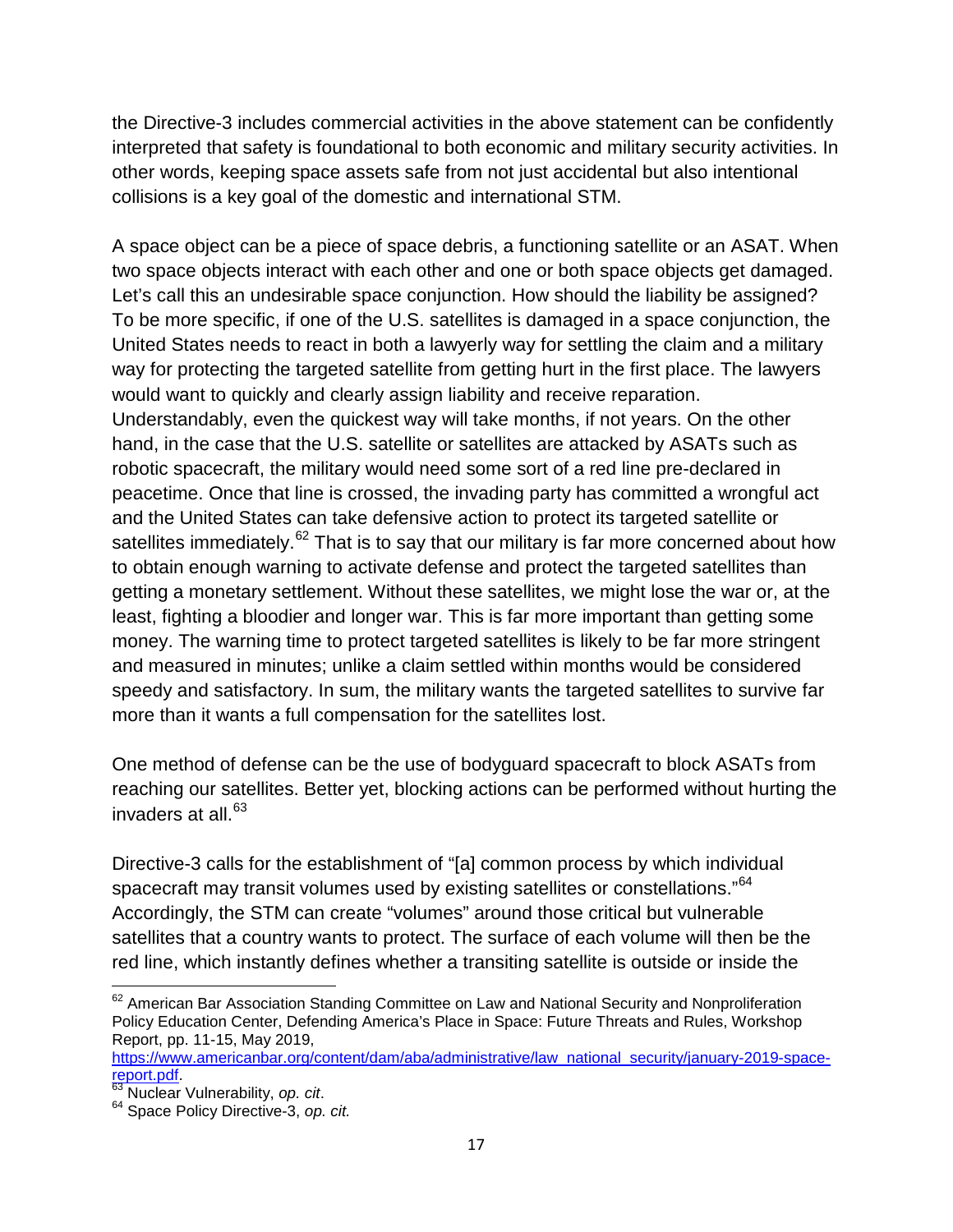the Directive-3 includes commercial activities in the above statement can be confidently interpreted that safety is foundational to both economic and military security activities. In other words, keeping space assets safe from not just accidental but also intentional collisions is a key goal of the domestic and international STM.

A space object can be a piece of space debris, a functioning satellite or an ASAT. When two space objects interact with each other and one or both space objects get damaged. Let's call this an undesirable space conjunction. How should the liability be assigned? To be more specific, if one of the U.S. satellites is damaged in a space conjunction, the United States needs to react in both a lawyerly way for settling the claim and a military way for protecting the targeted satellite from getting hurt in the first place. The lawyers would want to quickly and clearly assign liability and receive reparation. Understandably, even the quickest way will take months, if not years. On the other hand, in the case that the U.S. satellite or satellites are attacked by ASATs such as robotic spacecraft, the military would need some sort of a red line pre-declared in peacetime. Once that line is crossed, the invading party has committed a wrongful act and the United States can take defensive action to protect its targeted satellite or satellites immediately.[62] That is to say that our military is far more concerned about how to obtain enough warning to activate defense and protect the targeted satellites than getting a monetary settlement. Without these satellites, we might lose the war or, at the least, fighting a bloodier and longer war. This is far more important than getting some money. The warning time to protect targeted satellites is likely to be far more stringent and measured in minutes; unlike a claim settled within months would be considered speedy and satisfactory. In sum, the military wants the targeted satellites to survive far more than it wants a full compensation for the satellites lost.

One method of defense can be the use of bodyguard spacecraft to block ASATs from reaching our satellites. Better yet, blocking actions can be performed without hurting the invaders at all.[63]

Directive-3 calls for the establishment of "[a] common process by which individual spacecraft may transit volumes used by existing satellites or constellations."[64] Accordingly, the STM can create "volumes" around those critical but vulnerable satellites that a country wants to protect. The surface of each volume will then be the red line, which instantly defines whether a transiting satellite is outside or inside the

---

[62] American Bar Association Standing Committee on Law and National Security and Nonproliferation Policy Education Center, Defending America's Place in Space: Future Threats and Rules, Workshop Report, pp. 11-15, May 2019, https://www.americanbar.org/content/dam/aba/administrative/law_national_security/january-2019-space-report.pdf.

[63] Nuclear Vulnerability, *op. cit*.

[64] Space Policy Directive-3, *op. cit.*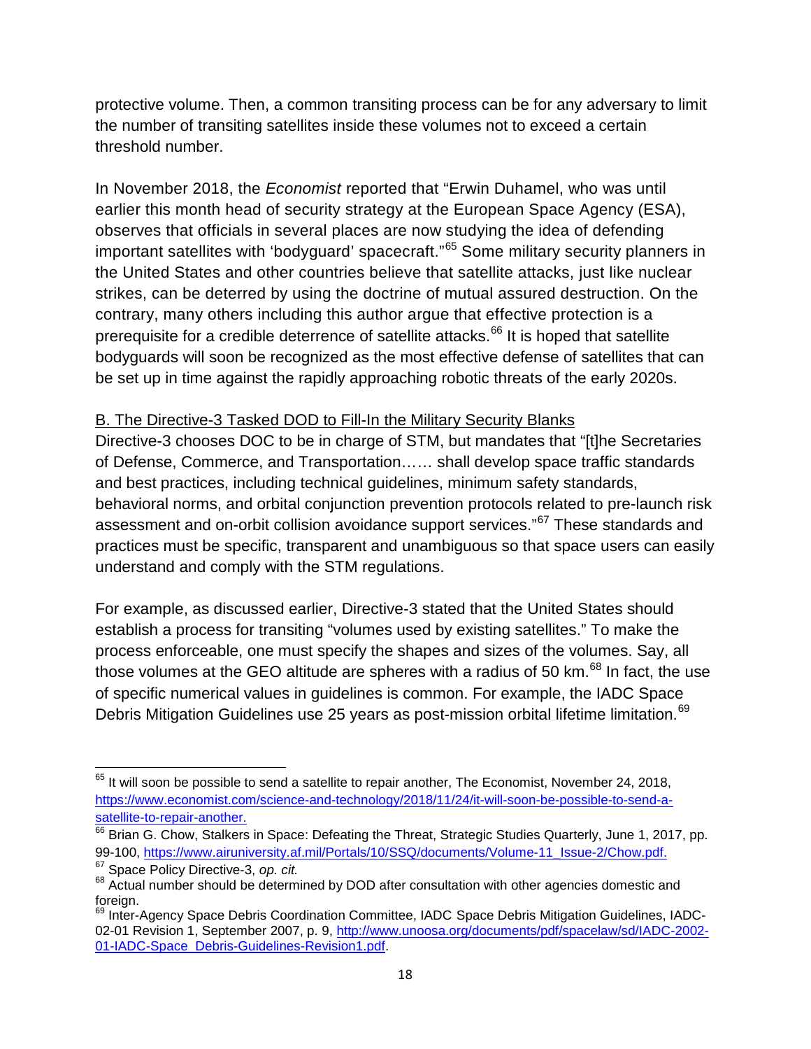protective volume. Then, a common transiting process can be for any adversary to limit the number of transiting satellites inside these volumes not to exceed a certain threshold number.

In November 2018, the *Economist* reported that "Erwin Duhamel, who was until earlier this month head of security strategy at the European Space Agency (ESA), observes that officials in several places are now studying the idea of defending important satellites with 'bodyguard' spacecraft."[65] Some military security planners in the United States and other countries believe that satellite attacks, just like nuclear strikes, can be deterred by using the doctrine of mutual assured destruction. On the contrary, many others including this author argue that effective protection is a prerequisite for a credible deterrence of satellite attacks.[66] It is hoped that satellite bodyguards will soon be recognized as the most effective defense of satellites that can be set up in time against the rapidly approaching robotic threats of the early 2020s.

B. The Directive-3 Tasked DOD to Fill-In the Military Security Blanks

Directive-3 chooses DOC to be in charge of STM, but mandates that "[t]he Secretaries of Defense, Commerce, and Transportation…… shall develop space traffic standards and best practices, including technical guidelines, minimum safety standards, behavioral norms, and orbital conjunction prevention protocols related to pre-launch risk assessment and on-orbit collision avoidance support services."[67] These standards and practices must be specific, transparent and unambiguous so that space users can easily understand and comply with the STM regulations.

For example, as discussed earlier, Directive-3 stated that the United States should establish a process for transiting "volumes used by existing satellites." To make the process enforceable, one must specify the shapes and sizes of the volumes. Say, all those volumes at the GEO altitude are spheres with a radius of 50 km.[68] In fact, the use of specific numerical values in guidelines is common. For example, the IADC Space Debris Mitigation Guidelines use 25 years as post-mission orbital lifetime limitation.[69]

---

[65] It will soon be possible to send a satellite to repair another, The Economist, November 24, 2018, https://www.economist.com/science-and-technology/2018/11/24/it-will-soon-be-possible-to-send-a-satellite-to-repair-another.

[66] Brian G. Chow, Stalkers in Space: Defeating the Threat, Strategic Studies Quarterly, June 1, 2017, pp. 99-100, https://www.airuniversity.af.mil/Portals/10/SSQ/documents/Volume-11_Issue-2/Chow.pdf.

[67] Space Policy Directive-3, *op. cit.*

[68] Actual number should be determined by DOD after consultation with other agencies domestic and foreign.

[69] Inter-Agency Space Debris Coordination Committee, IADC Space Debris Mitigation Guidelines, IADC-02-01 Revision 1, September 2007, p. 9, http://www.unoosa.org/documents/pdf/spacelaw/sd/IADC-2002-01-IADC-Space_Debris-Guidelines-Revision1.pdf.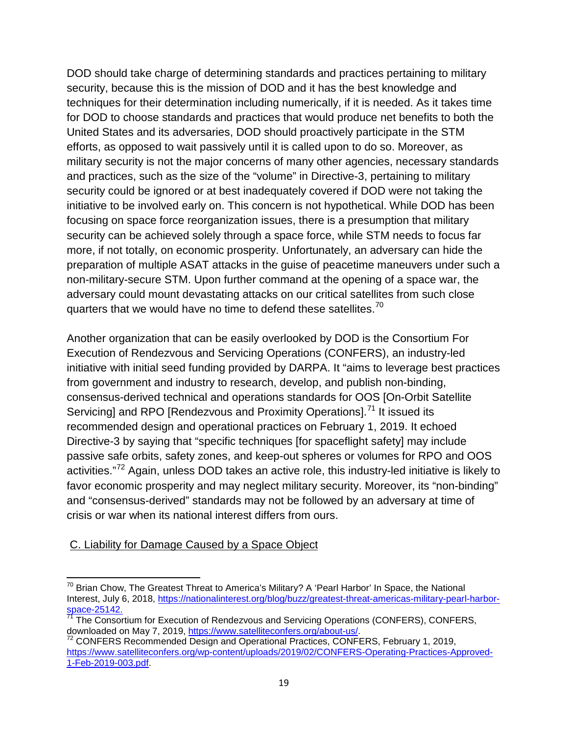DOD should take charge of determining standards and practices pertaining to military security, because this is the mission of DOD and it has the best knowledge and techniques for their determination including numerically, if it is needed. As it takes time for DOD to choose standards and practices that would produce net benefits to both the United States and its adversaries, DOD should proactively participate in the STM efforts, as opposed to wait passively until it is called upon to do so. Moreover, as military security is not the major concerns of many other agencies, necessary standards and practices, such as the size of the "volume" in Directive-3, pertaining to military security could be ignored or at best inadequately covered if DOD were not taking the initiative to be involved early on. This concern is not hypothetical. While DOD has been focusing on space force reorganization issues, there is a presumption that military security can be achieved solely through a space force, while STM needs to focus far more, if not totally, on economic prosperity. Unfortunately, an adversary can hide the preparation of multiple ASAT attacks in the guise of peacetime maneuvers under such a non-military-secure STM. Upon further command at the opening of a space war, the adversary could mount devastating attacks on our critical satellites from such close quarters that we would have no time to defend these satellites.[70]

Another organization that can be easily overlooked by DOD is the Consortium For Execution of Rendezvous and Servicing Operations (CONFERS), an industry-led initiative with initial seed funding provided by DARPA. It "aims to leverage best practices from government and industry to research, develop, and publish non-binding, consensus-derived technical and operations standards for OOS [On-Orbit Satellite Servicing] and RPO [Rendezvous and Proximity Operations].[71] It issued its recommended design and operational practices on February 1, 2019. It echoed Directive-3 by saying that "specific techniques [for spaceflight safety] may include passive safe orbits, safety zones, and keep-out spheres or volumes for RPO and OOS activities."[72] Again, unless DOD takes an active role, this industry-led initiative is likely to favor economic prosperity and may neglect military security. Moreover, its "non-binding" and "consensus-derived" standards may not be followed by an adversary at time of crisis or war when its national interest differs from ours.

## C. Liability for Damage Caused by a Space Object

---

[70] Brian Chow, The Greatest Threat to America's Military? A 'Pearl Harbor' In Space, the National Interest, July 6, 2018, https://nationalinterest.org/blog/buzz/greatest-threat-americas-military-pearl-harbor-space-25142.

[71] The Consortium for Execution of Rendezvous and Servicing Operations (CONFERS), CONFERS, downloaded on May 7, 2019, https://www.satelliteconfers.org/about-us/.

[72] CONFERS Recommended Design and Operational Practices, CONFERS, February 1, 2019, https://www.satelliteconfers.org/wp-content/uploads/2019/02/CONFERS-Operating-Practices-Approved-1-Feb-2019-003.pdf.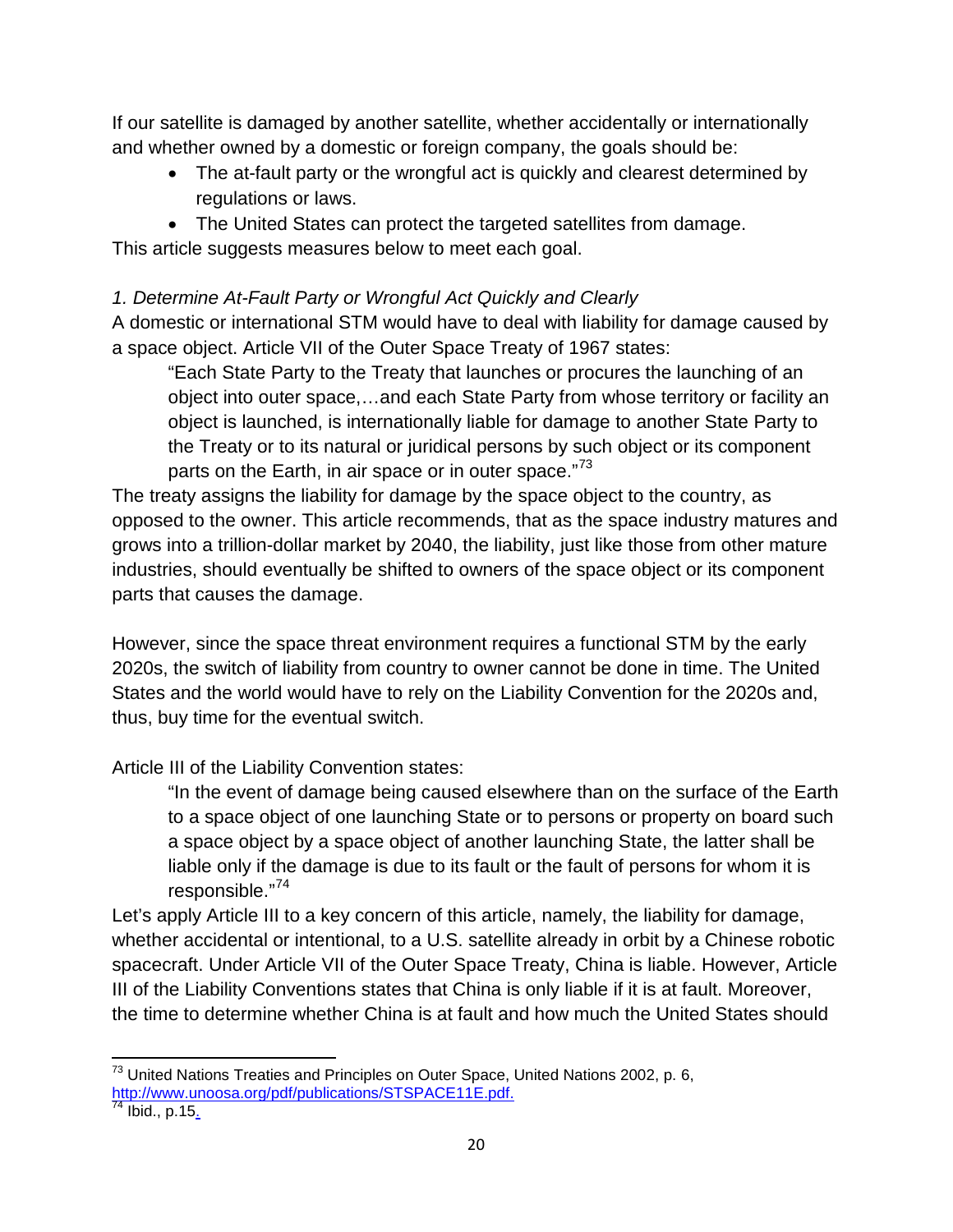If our satellite is damaged by another satellite, whether accidentally or internationally and whether owned by a domestic or foreign company, the goals should be:

- The at-fault party or the wrongful act is quickly and clearest determined by regulations or laws.
- The United States can protect the targeted satellites from damage.

This article suggests measures below to meet each goal.

*1. Determine At-Fault Party or Wrongful Act Quickly and Clearly*

A domestic or international STM would have to deal with liability for damage caused by a space object. Article VII of the Outer Space Treaty of 1967 states:

> "Each State Party to the Treaty that launches or procures the launching of an object into outer space,…and each State Party from whose territory or facility an object is launched, is internationally liable for damage to another State Party to the Treaty or to its natural or juridical persons by such object or its component parts on the Earth, in air space or in outer space."[73]

The treaty assigns the liability for damage by the space object to the country, as opposed to the owner. This article recommends, that as the space industry matures and grows into a trillion-dollar market by 2040, the liability, just like those from other mature industries, should eventually be shifted to owners of the space object or its component parts that causes the damage.

However, since the space threat environment requires a functional STM by the early 2020s, the switch of liability from country to owner cannot be done in time. The United States and the world would have to rely on the Liability Convention for the 2020s and, thus, buy time for the eventual switch.

Article III of the Liability Convention states:

> "In the event of damage being caused elsewhere than on the surface of the Earth to a space object of one launching State or to persons or property on board such a space object by a space object of another launching State, the latter shall be liable only if the damage is due to its fault or the fault of persons for whom it is responsible."[74]

Let's apply Article III to a key concern of this article, namely, the liability for damage, whether accidental or intentional, to a U.S. satellite already in orbit by a Chinese robotic spacecraft. Under Article VII of the Outer Space Treaty, China is liable. However, Article III of the Liability Conventions states that China is only liable if it is at fault. Moreover, the time to determine whether China is at fault and how much the United States should

[73] United Nations Treaties and Principles on Outer Space, United Nations 2002, p. 6, http://www.unoosa.org/pdf/publications/STSPACE11E.pdf.

[74] Ibid., p.15.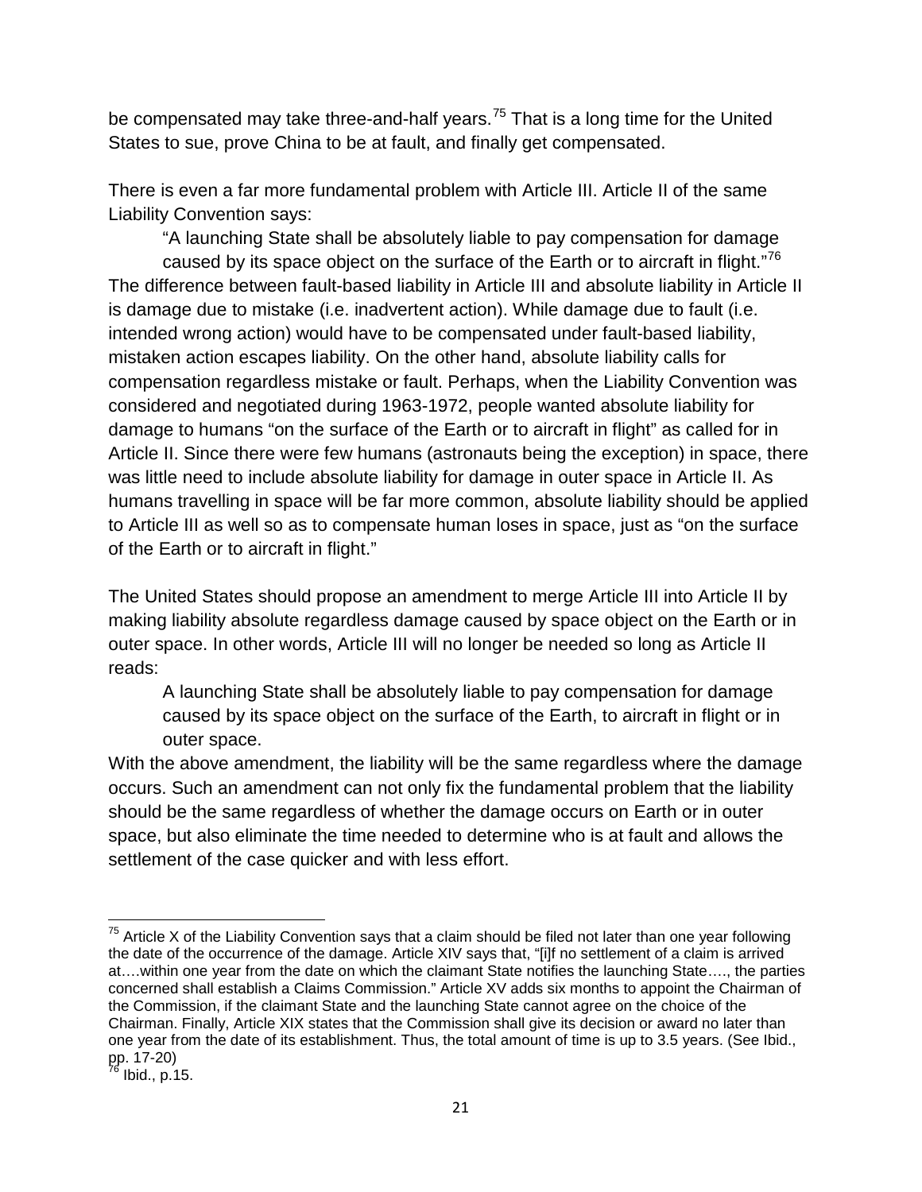be compensated may take three-and-half years.[75] That is a long time for the United States to sue, prove China to be at fault, and finally get compensated.

There is even a far more fundamental problem with Article III. Article II of the same Liability Convention says:

> "A launching State shall be absolutely liable to pay compensation for damage caused by its space object on the surface of the Earth or to aircraft in flight."[76]

The difference between fault-based liability in Article III and absolute liability in Article II is damage due to mistake (i.e. inadvertent action). While damage due to fault (i.e. intended wrong action) would have to be compensated under fault-based liability, mistaken action escapes liability. On the other hand, absolute liability calls for compensation regardless mistake or fault. Perhaps, when the Liability Convention was considered and negotiated during 1963-1972, people wanted absolute liability for damage to humans "on the surface of the Earth or to aircraft in flight" as called for in Article II. Since there were few humans (astronauts being the exception) in space, there was little need to include absolute liability for damage in outer space in Article II. As humans travelling in space will be far more common, absolute liability should be applied to Article III as well so as to compensate human loses in space, just as "on the surface of the Earth or to aircraft in flight."

The United States should propose an amendment to merge Article III into Article II by making liability absolute regardless damage caused by space object on the Earth or in outer space. In other words, Article III will no longer be needed so long as Article II reads:

> A launching State shall be absolutely liable to pay compensation for damage caused by its space object on the surface of the Earth, to aircraft in flight or in outer space.

With the above amendment, the liability will be the same regardless where the damage occurs. Such an amendment can not only fix the fundamental problem that the liability should be the same regardless of whether the damage occurs on Earth or in outer space, but also eliminate the time needed to determine who is at fault and allows the settlement of the case quicker and with less effort.

---

[75] Article X of the Liability Convention says that a claim should be filed not later than one year following the date of the occurrence of the damage. Article XIV says that, "[i]f no settlement of a claim is arrived at….within one year from the date on which the claimant State notifies the launching State…., the parties concerned shall establish a Claims Commission." Article XV adds six months to appoint the Chairman of the Commission, if the claimant State and the launching State cannot agree on the choice of the Chairman. Finally, Article XIX states that the Commission shall give its decision or award no later than one year from the date of its establishment. Thus, the total amount of time is up to 3.5 years. (See Ibid., pp. 17-20)

[76] Ibid., p.15.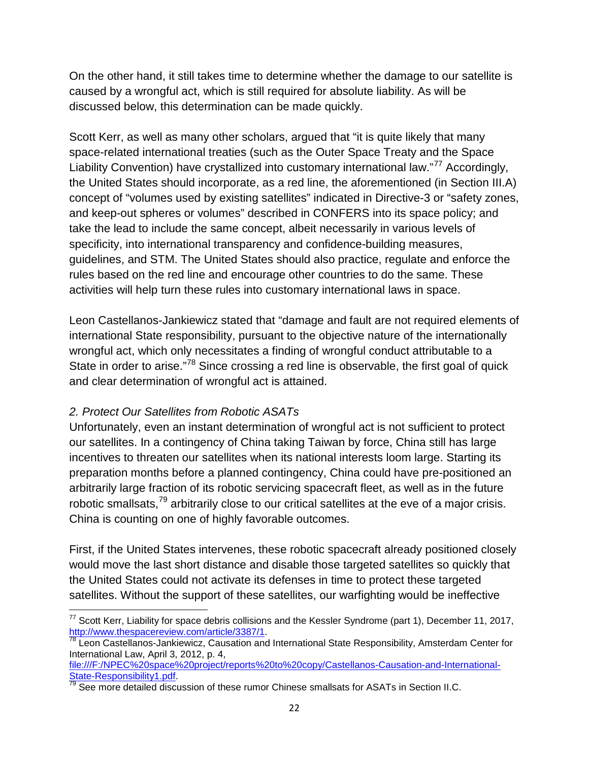On the other hand, it still takes time to determine whether the damage to our satellite is caused by a wrongful act, which is still required for absolute liability. As will be discussed below, this determination can be made quickly.

Scott Kerr, as well as many other scholars, argued that "it is quite likely that many space-related international treaties (such as the Outer Space Treaty and the Space Liability Convention) have crystallized into customary international law."[77] Accordingly, the United States should incorporate, as a red line, the aforementioned (in Section III.A) concept of "volumes used by existing satellites" indicated in Directive-3 or "safety zones, and keep-out spheres or volumes" described in CONFERS into its space policy; and take the lead to include the same concept, albeit necessarily in various levels of specificity, into international transparency and confidence-building measures, guidelines, and STM. The United States should also practice, regulate and enforce the rules based on the red line and encourage other countries to do the same. These activities will help turn these rules into customary international laws in space.

Leon Castellanos-Jankiewicz stated that "damage and fault are not required elements of international State responsibility, pursuant to the objective nature of the internationally wrongful act, which only necessitates a finding of wrongful conduct attributable to a State in order to arise."[78] Since crossing a red line is observable, the first goal of quick and clear determination of wrongful act is attained.

*2. Protect Our Satellites from Robotic ASATs*

Unfortunately, even an instant determination of wrongful act is not sufficient to protect our satellites. In a contingency of China taking Taiwan by force, China still has large incentives to threaten our satellites when its national interests loom large. Starting its preparation months before a planned contingency, China could have pre-positioned an arbitrarily large fraction of its robotic servicing spacecraft fleet, as well as in the future robotic smallsats,[79] arbitrarily close to our critical satellites at the eve of a major crisis. China is counting on one of highly favorable outcomes.

First, if the United States intervenes, these robotic spacecraft already positioned closely would move the last short distance and disable those targeted satellites so quickly that the United States could not activate its defenses in time to protect these targeted satellites. Without the support of these satellites, our warfighting would be ineffective

---

[77] Scott Kerr, Liability for space debris collisions and the Kessler Syndrome (part 1), December 11, 2017, http://www.thespacereview.com/article/3387/1.

[78] Leon Castellanos-Jankiewicz, Causation and International State Responsibility, Amsterdam Center for International Law, April 3, 2012, p. 4, file:///F:/NPEC%20space%20project/reports%20to%20copy/Castellanos-Causation-and-International-State-Responsibility1.pdf.

[79] See more detailed discussion of these rumor Chinese smallsats for ASATs in Section II.C.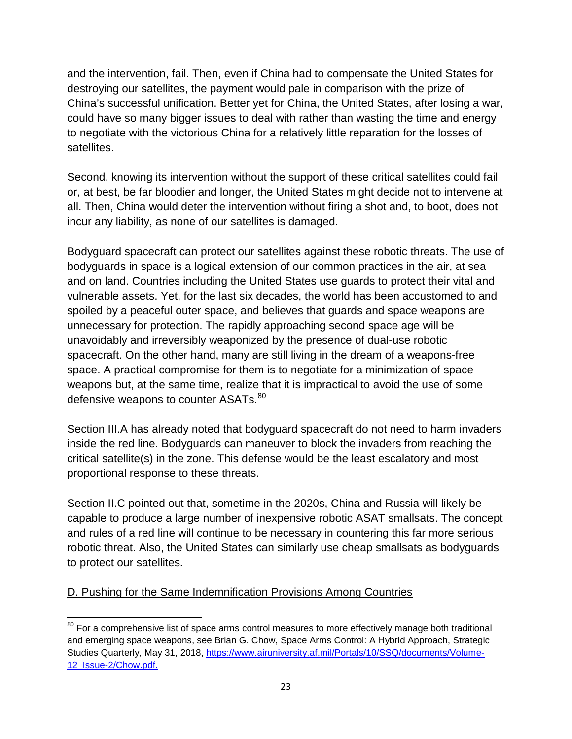and the intervention, fail. Then, even if China had to compensate the United States for destroying our satellites, the payment would pale in comparison with the prize of China's successful unification. Better yet for China, the United States, after losing a war, could have so many bigger issues to deal with rather than wasting the time and energy to negotiate with the victorious China for a relatively little reparation for the losses of satellites.

Second, knowing its intervention without the support of these critical satellites could fail or, at best, be far bloodier and longer, the United States might decide not to intervene at all. Then, China would deter the intervention without firing a shot and, to boot, does not incur any liability, as none of our satellites is damaged.

Bodyguard spacecraft can protect our satellites against these robotic threats. The use of bodyguards in space is a logical extension of our common practices in the air, at sea and on land. Countries including the United States use guards to protect their vital and vulnerable assets. Yet, for the last six decades, the world has been accustomed to and spoiled by a peaceful outer space, and believes that guards and space weapons are unnecessary for protection. The rapidly approaching second space age will be unavoidably and irreversibly weaponized by the presence of dual-use robotic spacecraft. On the other hand, many are still living in the dream of a weapons-free space. A practical compromise for them is to negotiate for a minimization of space weapons but, at the same time, realize that it is impractical to avoid the use of some defensive weapons to counter ASATs.[80]

Section III.A has already noted that bodyguard spacecraft do not need to harm invaders inside the red line. Bodyguards can maneuver to block the invaders from reaching the critical satellite(s) in the zone. This defense would be the least escalatory and most proportional response to these threats.

Section II.C pointed out that, sometime in the 2020s, China and Russia will likely be capable to produce a large number of inexpensive robotic ASAT smallsats. The concept and rules of a red line will continue to be necessary in countering this far more serious robotic threat. Also, the United States can similarly use cheap smallsats as bodyguards to protect our satellites.

D. Pushing for the Same Indemnification Provisions Among Countries

---

[80] For a comprehensive list of space arms control measures to more effectively manage both traditional and emerging space weapons, see Brian G. Chow, Space Arms Control: A Hybrid Approach, Strategic Studies Quarterly, May 31, 2018, https://www.airuniversity.af.mil/Portals/10/SSQ/documents/Volume-12_Issue-2/Chow.pdf.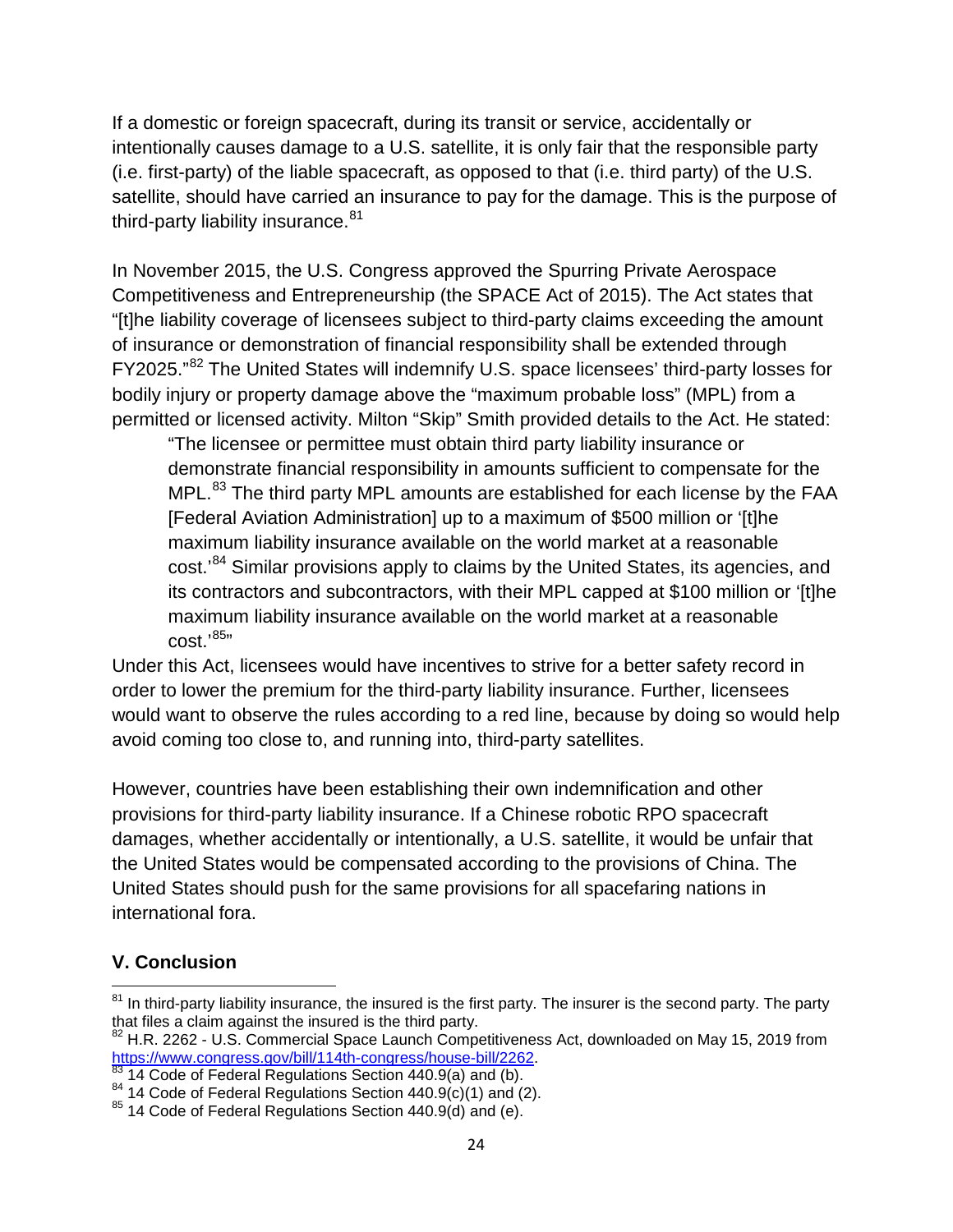If a domestic or foreign spacecraft, during its transit or service, accidentally or intentionally causes damage to a U.S. satellite, it is only fair that the responsible party (i.e. first-party) of the liable spacecraft, as opposed to that (i.e. third party) of the U.S. satellite, should have carried an insurance to pay for the damage. This is the purpose of third-party liability insurance.[81]

In November 2015, the U.S. Congress approved the Spurring Private Aerospace Competitiveness and Entrepreneurship (the SPACE Act of 2015). The Act states that "[t]he liability coverage of licensees subject to third-party claims exceeding the amount of insurance or demonstration of financial responsibility shall be extended through FY2025."[82] The United States will indemnify U.S. space licensees' third-party losses for bodily injury or property damage above the "maximum probable loss" (MPL) from a permitted or licensed activity. Milton "Skip" Smith provided details to the Act. He stated:

> "The licensee or permittee must obtain third party liability insurance or demonstrate financial responsibility in amounts sufficient to compensate for the MPL.[83] The third party MPL amounts are established for each license by the FAA [Federal Aviation Administration] up to a maximum of $500 million or '[t]he maximum liability insurance available on the world market at a reasonable cost.'[84] Similar provisions apply to claims by the United States, its agencies, and its contractors and subcontractors, with their MPL capped at $100 million or '[t]he maximum liability insurance available on the world market at a reasonable cost.'[85]"

Under this Act, licensees would have incentives to strive for a better safety record in order to lower the premium for the third-party liability insurance. Further, licensees would want to observe the rules according to a red line, because by doing so would help avoid coming too close to, and running into, third-party satellites.

However, countries have been establishing their own indemnification and other provisions for third-party liability insurance. If a Chinese robotic RPO spacecraft damages, whether accidentally or intentionally, a U.S. satellite, it would be unfair that the United States would be compensated according to the provisions of China. The United States should push for the same provisions for all spacefaring nations in international fora.

## V. Conclusion

---

[81] In third-party liability insurance, the insured is the first party. The insurer is the second party. The party that files a claim against the insured is the third party.

[82] H.R. 2262 - U.S. Commercial Space Launch Competitiveness Act, downloaded on May 15, 2019 from https://www.congress.gov/bill/114th-congress/house-bill/2262.

[83] 14 Code of Federal Regulations Section 440.9(a) and (b).

[84] 14 Code of Federal Regulations Section 440.9(c)(1) and (2).

[85] 14 Code of Federal Regulations Section 440.9(d) and (e).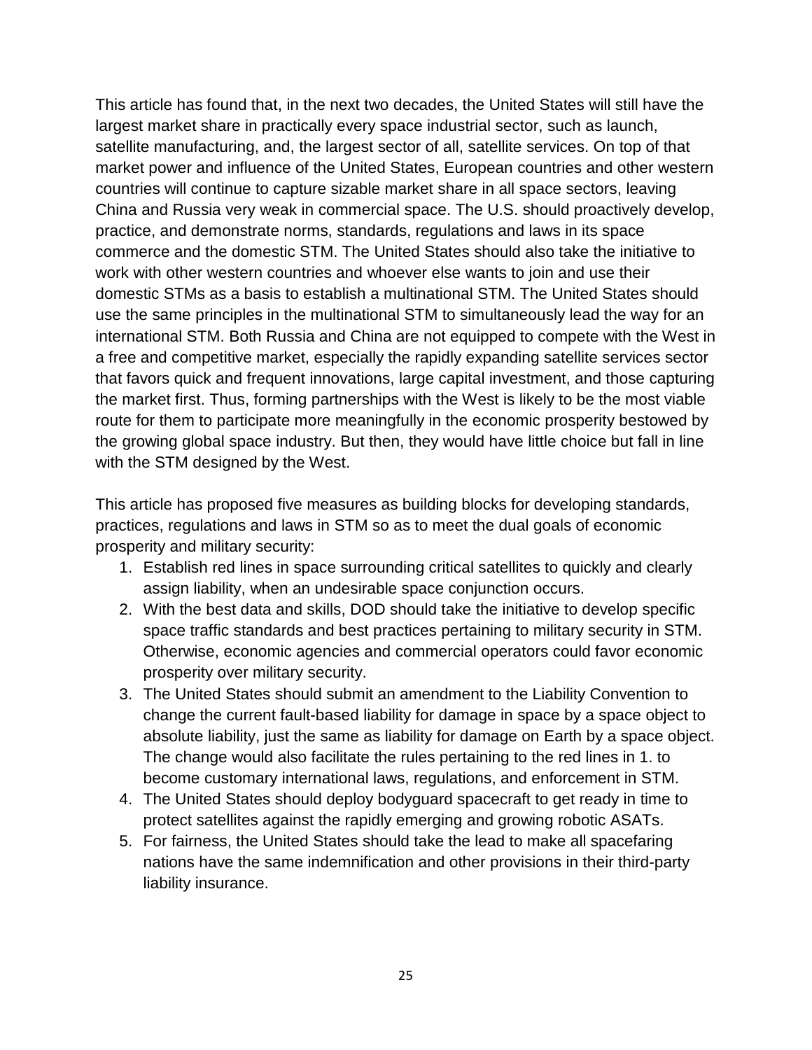This article has found that, in the next two decades, the United States will still have the largest market share in practically every space industrial sector, such as launch, satellite manufacturing, and, the largest sector of all, satellite services. On top of that market power and influence of the United States, European countries and other western countries will continue to capture sizable market share in all space sectors, leaving China and Russia very weak in commercial space. The U.S. should proactively develop, practice, and demonstrate norms, standards, regulations and laws in its space commerce and the domestic STM. The United States should also take the initiative to work with other western countries and whoever else wants to join and use their domestic STMs as a basis to establish a multinational STM. The United States should use the same principles in the multinational STM to simultaneously lead the way for an international STM. Both Russia and China are not equipped to compete with the West in a free and competitive market, especially the rapidly expanding satellite services sector that favors quick and frequent innovations, large capital investment, and those capturing the market first. Thus, forming partnerships with the West is likely to be the most viable route for them to participate more meaningfully in the economic prosperity bestowed by the growing global space industry. But then, they would have little choice but fall in line with the STM designed by the West.

This article has proposed five measures as building blocks for developing standards, practices, regulations and laws in STM so as to meet the dual goals of economic prosperity and military security:

1. Establish red lines in space surrounding critical satellites to quickly and clearly assign liability, when an undesirable space conjunction occurs.
2. With the best data and skills, DOD should take the initiative to develop specific space traffic standards and best practices pertaining to military security in STM. Otherwise, economic agencies and commercial operators could favor economic prosperity over military security.
3. The United States should submit an amendment to the Liability Convention to change the current fault-based liability for damage in space by a space object to absolute liability, just the same as liability for damage on Earth by a space object. The change would also facilitate the rules pertaining to the red lines in 1. to become customary international laws, regulations, and enforcement in STM.
4. The United States should deploy bodyguard spacecraft to get ready in time to protect satellites against the rapidly emerging and growing robotic ASATs.
5. For fairness, the United States should take the lead to make all spacefaring nations have the same indemnification and other provisions in their third-party liability insurance.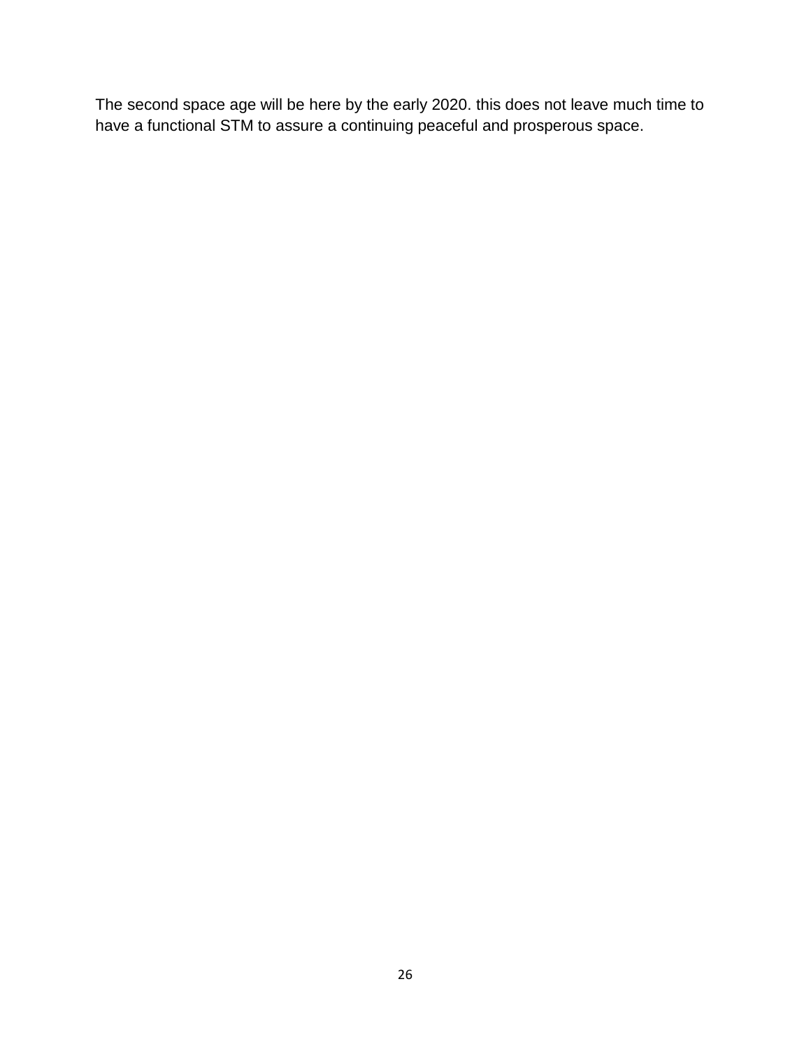The second space age will be here by the early 2020. this does not leave much time to have a functional STM to assure a continuing peaceful and prosperous space.